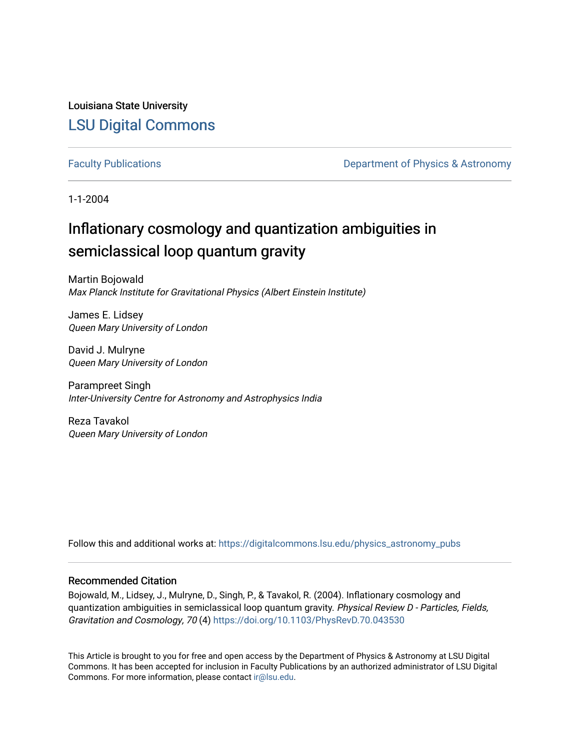Louisiana State University

# LSU Digital Commons

Faculty Publications | Department of Physics & Astronomy

1-1-2004

## Inflationary cosmology and quantization ambiguities in semiclassical loop quantum gravity

Martin Bojowald
*Max Planck Institute for Gravitational Physics (Albert Einstein Institute)*

James E. Lidsey
*Queen Mary University of London*

David J. Mulryne
*Queen Mary University of London*

Parampreet Singh
*Inter-University Centre for Astronomy and Astrophysics India*

Reza Tavakol
*Queen Mary University of London*

Follow this and additional works at: https://digitalcommons.lsu.edu/physics_astronomy_pubs

### Recommended Citation

Bojowald, M., Lidsey, J., Mulryne, D., Singh, P., & Tavakol, R. (2004). Inflationary cosmology and quantization ambiguities in semiclassical loop quantum gravity. *Physical Review D - Particles, Fields, Gravitation and Cosmology, 70* (4) https://doi.org/10.1103/PhysRevD.70.043530

This Article is brought to you for free and open access by the Department of Physics & Astronomy at LSU Digital Commons. It has been accepted for inclusion in Faculty Publications by an authorized administrator of LSU Digital Commons. For more information, please contact ir@lsu.edu.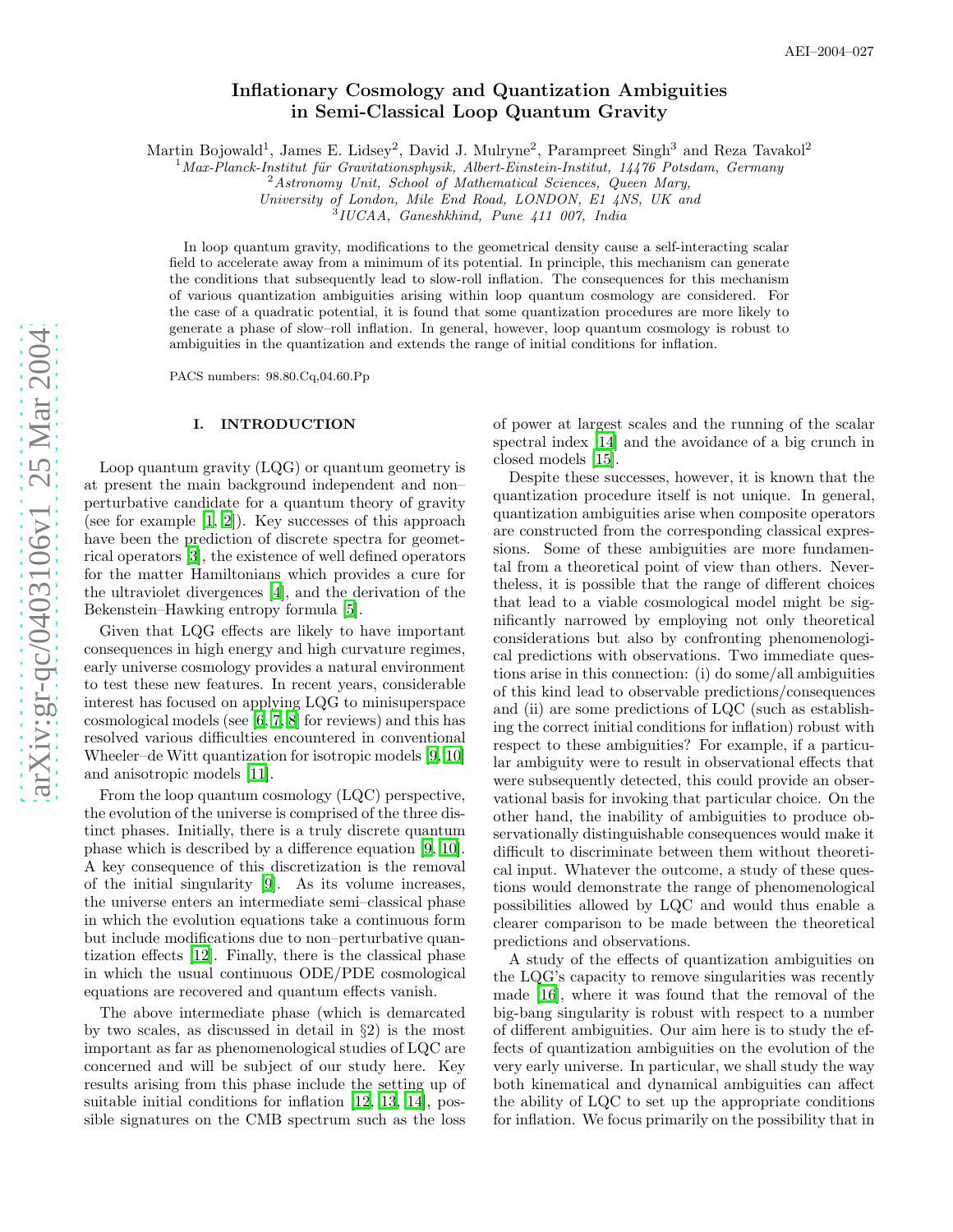AEI–2004–027

# Inflationary Cosmology and Quantization Ambiguities in Semi-Classical Loop Quantum Gravity

Martin Bojowald[1], James E. Lidsey[2], David J. Mulryne[2], Parampreet Singh[3] and Reza Tavakol[2]

[1] *Max-Planck-Institut für Gravitationsphysik, Albert-Einstein-Institut, 14476 Potsdam, Germany*
[2] *Astronomy Unit, School of Mathematical Sciences, Queen Mary, University of London, Mile End Road, LONDON, E1 4NS, UK and*
[3] *IUCAA, Ganeshkhind, Pune 411 007, India*

In loop quantum gravity, modifications to the geometrical density cause a self-interacting scalar field to accelerate away from a minimum of its potential. In principle, this mechanism can generate the conditions that subsequently lead to slow-roll inflation. The consequences for this mechanism of various quantization ambiguities arising within loop quantum cosmology are considered. For the case of a quadratic potential, it is found that some quantization procedures are more likely to generate a phase of slow–roll inflation. In general, however, loop quantum cosmology is robust to ambiguities in the quantization and extends the range of initial conditions for inflation.

PACS numbers: 98.80.Cq,04.60.Pp

## I. INTRODUCTION

Loop quantum gravity (LQG) or quantum geometry is at present the main background independent and non–perturbative candidate for a quantum theory of gravity (see for example [1, 2]). Key successes of this approach have been the prediction of discrete spectra for geometrical operators [3], the existence of well defined operators for the matter Hamiltonians which provides a cure for the ultraviolet divergences [4], and the derivation of the Bekenstein–Hawking entropy formula [5].

Given that LQG effects are likely to have important consequences in high energy and high curvature regimes, early universe cosmology provides a natural environment to test these new features. In recent years, considerable interest has focused on applying LQG to minisuperspace cosmological models (see [6, 7, 8] for reviews) and this has resolved various difficulties encountered in conventional Wheeler–de Witt quantization for isotropic models [9, 10] and anisotropic models [11].

From the loop quantum cosmology (LQC) perspective, the evolution of the universe is comprised of the three distinct phases. Initially, there is a truly discrete quantum phase which is described by a difference equation [9, 10]. A key consequence of this discretization is the removal of the initial singularity [9]. As its volume increases, the universe enters an intermediate semi–classical phase in which the evolution equations take a continuous form but include modifications due to non–perturbative quantization effects [12]. Finally, there is the classical phase in which the usual continuous ODE/PDE cosmological equations are recovered and quantum effects vanish.

The above intermediate phase (which is demarcated by two scales, as discussed in detail in §2) is the most important as far as phenomenological studies of LQC are concerned and will be subject of our study here. Key results arising from this phase include the setting up of suitable initial conditions for inflation [12, 13, 14], possible signatures on the CMB spectrum such as the loss of power at largest scales and the running of the scalar spectral index [14] and the avoidance of a big crunch in closed models [15].

Despite these successes, however, it is known that the quantization procedure itself is not unique. In general, quantization ambiguities arise when composite operators are constructed from the corresponding classical expressions. Some of these ambiguities are more fundamental from a theoretical point of view than others. Nevertheless, it is possible that the range of different choices that lead to a viable cosmological model might be significantly narrowed by employing not only theoretical considerations but also by confronting phenomenological predictions with observations. Two immediate questions arise in this connection: (i) do some/all ambiguities of this kind lead to observable predictions/consequences and (ii) are some predictions of LQC (such as establishing the correct initial conditions for inflation) robust with respect to these ambiguities? For example, if a particular ambiguity were to result in observational effects that were subsequently detected, this could provide an observational basis for invoking that particular choice. On the other hand, the inability of ambiguities to produce observationally distinguishable consequences would make it difficult to discriminate between them without theoretical input. Whatever the outcome, a study of these questions would demonstrate the range of phenomenological possibilities allowed by LQC and would thus enable a clearer comparison to be made between the theoretical predictions and observations.

A study of the effects of quantization ambiguities on the LQG's capacity to remove singularities was recently made [16], where it was found that the removal of the big-bang singularity is robust with respect to a number of different ambiguities. Our aim here is to study the effects of quantization ambiguities on the evolution of the very early universe. In particular, we shall study the way both kinematical and dynamical ambiguities can affect the ability of LQC to set up the appropriate conditions for inflation. We focus primarily on the possibility that in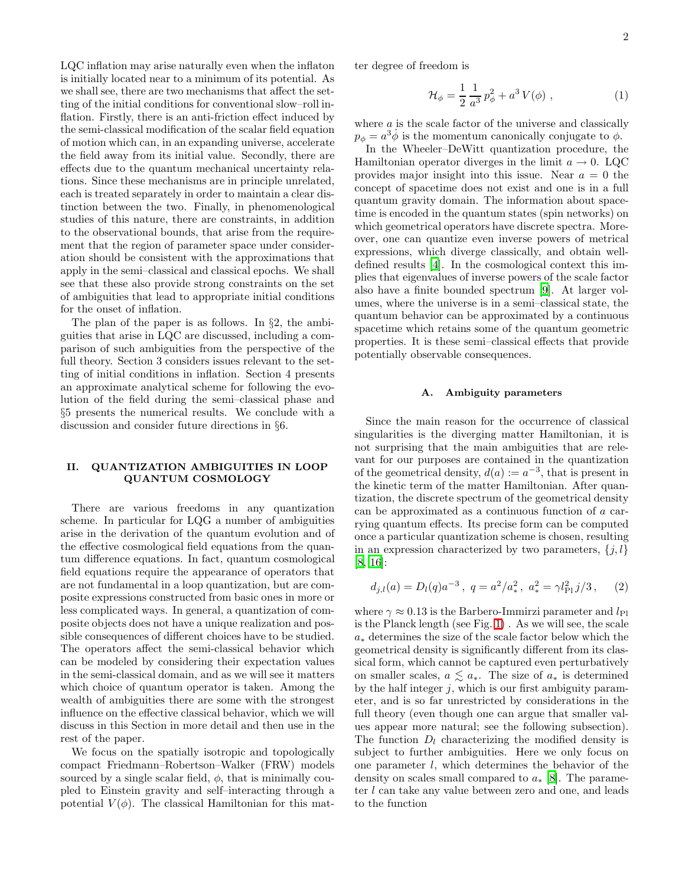LQC inflation may arise naturally even when the inflaton is initially located near to a minimum of its potential. As we shall see, there are two mechanisms that affect the setting of the initial conditions for conventional slow–roll inflation. Firstly, there is an anti-friction effect induced by the semi-classical modification of the scalar field equation of motion which can, in an expanding universe, accelerate the field away from its initial value. Secondly, there are effects due to the quantum mechanical uncertainty relations. Since these mechanisms are in principle unrelated, each is treated separately in order to maintain a clear distinction between the two. Finally, in phenomenological studies of this nature, there are constraints, in addition to the observational bounds, that arise from the requirement that the region of parameter space under consideration should be consistent with the approximations that apply in the semi–classical and classical epochs. We shall see that these also provide strong constraints on the set of ambiguities that lead to appropriate initial conditions for the onset of inflation.

The plan of the paper is as follows. In §2, the ambiguities that arise in LQC are discussed, including a comparison of such ambiguities from the perspective of the full theory. Section 3 considers issues relevant to the setting of initial conditions in inflation. Section 4 presents an approximate analytical scheme for following the evolution of the field during the semi–classical phase and §5 presents the numerical results. We conclude with a discussion and consider future directions in §6.

## II. QUANTIZATION AMBIGUITIES IN LOOP QUANTUM COSMOLOGY

There are various freedoms in any quantization scheme. In particular for LQG a number of ambiguities arise in the derivation of the quantum evolution and of the effective cosmological field equations from the quantum difference equations. In fact, quantum cosmological field equations require the appearance of operators that are not fundamental in a loop quantization, but are composite expressions constructed from basic ones in more or less complicated ways. In general, a quantization of composite objects does not have a unique realization and possible consequences of different choices have to be studied. The operators affect the semi-classical behavior which can be modeled by considering their expectation values in the semi-classical domain, and as we will see it matters which choice of quantum operator is taken. Among the wealth of ambiguities there are some with the strongest influence on the effective classical behavior, which we will discuss in this Section in more detail and then use in the rest of the paper.

We focus on the spatially isotropic and topologically compact Friedmann–Robertson–Walker (FRW) models sourced by a single scalar field, $\phi$, that is minimally coupled to Einstein gravity and self–interacting through a potential $V(\phi)$. The classical Hamiltonian for this matter degree of freedom is

$$\mathcal{H}_\phi = \frac{1}{2}\,\frac{1}{a^3}\,p_\phi^2 + a^3\,V(\phi)\ , \tag{1}$$

where $a$ is the scale factor of the universe and classically $p_\phi = a^3\dot{\phi}$ is the momentum canonically conjugate to $\phi$.

In the Wheeler–DeWitt quantization procedure, the Hamiltonian operator diverges in the limit $a \to 0$. LQC provides major insight into this issue. Near $a = 0$ the concept of spacetime does not exist and one is in a full quantum gravity domain. The information about spacetime is encoded in the quantum states (spin networks) on which geometrical operators have discrete spectra. Moreover, one can quantize even inverse powers of metrical expressions, which diverge classically, and obtain well-defined results [4]. In the cosmological context this implies that eigenvalues of inverse powers of the scale factor also have a finite bounded spectrum [9]. At larger volumes, where the universe is in a semi–classical state, the quantum behavior can be approximated by a continuous spacetime which retains some of the quantum geometric properties. It is these semi–classical effects that provide potentially observable consequences.

### A. Ambiguity parameters

Since the main reason for the occurrence of classical singularities is the diverging matter Hamiltonian, it is not surprising that the main ambiguities that are relevant for our purposes are contained in the quantization of the geometrical density, $d(a) := a^{-3}$, that is present in the kinetic term of the matter Hamiltonian. After quantization, the discrete spectrum of the geometrical density can be approximated as a continuous function of $a$ carrying quantum effects. Its precise form can be computed once a particular quantization scheme is chosen, resulting in an expression characterized by two parameters, $\{j, l\}$ [8, 16]:

$$d_{j,l}(a) = D_l(q)a^{-3}\ ,\ q = a^2/a_*^2\ ,\ a_*^2 = \gamma l_{\rm Pl}^2 j/3\ , \tag{2}$$

where $\gamma \approx 0.13$ is the Barbero-Immirzi parameter and $l_{\rm Pl}$ is the Planck length (see Fig. 1) . As we will see, the scale $a_*$ determines the size of the scale factor below which the geometrical density is significantly different from its classical form, which cannot be captured even perturbatively on smaller scales, $a \lesssim a_*$. The size of $a_*$ is determined by the half integer $j$, which is our first ambiguity parameter, and is so far unrestricted by considerations in the full theory (even though one can argue that smaller values appear more natural; see the following subsection). The function $D_l$ characterizing the modified density is subject to further ambiguities. Here we only focus on one parameter $l$, which determines the behavior of the density on scales small compared to $a_*$ [8]. The parameter $l$ can take any value between zero and one, and leads to the function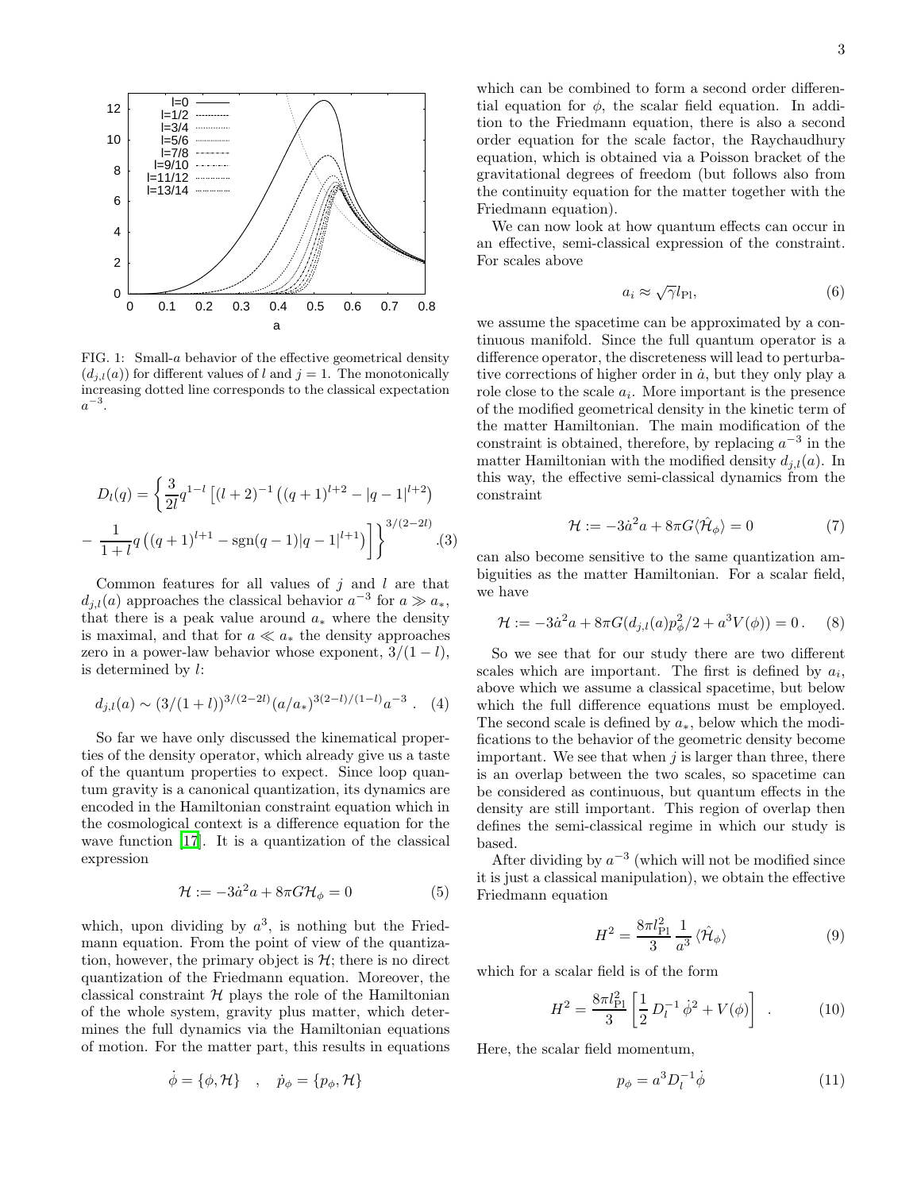FIG. 1: Small-$a$ behavior of the effective geometrical density ($d_{j,l}(a)$) for different values of $l$ and $j = 1$. The monotonically increasing dotted line corresponds to the classical expectation $a^{-3}$.

$$D_l(q) = \left\{ \frac{3}{2l} q^{1-l} \left[ (l+2)^{-1} \left( (q+1)^{l+2} - |q-1|^{l+2} \right) - \frac{1}{1+l} q \left( (q+1)^{l+1} - \text{sgn}(q-1)|q-1|^{l+1} \right) \right] \right\}^{3/(2-2l)} . \quad (3)$$

Common features for all values of $j$ and $l$ are that $d_{j,l}(a)$ approaches the classical behavior $a^{-3}$ for $a \gg a_*$, that there is a peak value around $a_*$ where the density is maximal, and that for $a \ll a_*$ the density approaches zero in a power-law behavior whose exponent, $3/(1-l)$, is determined by $l$:

$$d_{j,l}(a) \sim (3/(1+l))^{3/(2-2l)} (a/a_*)^{3(2-l)/(1-l)} a^{-3} . \quad (4)$$

So far we have only discussed the kinematical properties of the density operator, which already give us a taste of the quantum properties to expect. Since loop quantum gravity is a canonical quantization, its dynamics are encoded in the Hamiltonian constraint equation which in the cosmological context is a difference equation for the wave function [17]. It is a quantization of the classical expression

$$\mathcal{H} := -3\dot{a}^2 a + 8\pi G \mathcal{H}_\phi = 0 \quad (5)$$

which, upon dividing by $a^3$, is nothing but the Friedmann equation. From the point of view of the quantization, however, the primary object is $\mathcal{H}$; there is no direct quantization of the Friedmann equation. Moreover, the classical constraint $\mathcal{H}$ plays the role of the Hamiltonian of the whole system, gravity plus matter, which determines the full dynamics via the Hamiltonian equations of motion. For the matter part, this results in equations

$$\dot{\phi} = \{\phi, \mathcal{H}\} \quad , \quad \dot{p}_\phi = \{p_\phi, \mathcal{H}\}$$

which can be combined to form a second order differential equation for $\phi$, the scalar field equation. In addition to the Friedmann equation, there is also a second order equation for the scale factor, the Raychaudhury equation, which is obtained via a Poisson bracket of the gravitational degrees of freedom (but follows also from the continuity equation for the matter together with the Friedmann equation).

We can now look at how quantum effects can occur in an effective, semi-classical expression of the constraint. For scales above

$$a_i \approx \sqrt{\gamma} l_{\rm Pl}, \quad (6)$$

we assume the spacetime can be approximated by a continuous manifold. Since the full quantum operator is a difference operator, the discreteness will lead to perturbative corrections of higher order in $\dot{a}$, but they only play a role close to the scale $a_i$. More important is the presence of the modified geometrical density in the kinetic term of the matter Hamiltonian. The main modification of the constraint is obtained, therefore, by replacing $a^{-3}$ in the matter Hamiltonian with the modified density $d_{j,l}(a)$. In this way, the effective semi-classical dynamics from the constraint

$$\mathcal{H} := -3\dot{a}^2 a + 8\pi G \langle \hat{\mathcal{H}}_\phi \rangle = 0 \quad (7)$$

can also become sensitive to the same quantization ambiguities as the matter Hamiltonian. For a scalar field, we have

$$\mathcal{H} := -3\dot{a}^2 a + 8\pi G (d_{j,l}(a) p_\phi^2/2 + a^3 V(\phi)) = 0 \, . \quad (8)$$

So we see that for our study there are two different scales which are important. The first is defined by $a_i$, above which we assume a classical spacetime, but below which the full difference equations must be employed. The second scale is defined by $a_*$, below which the modifications to the behavior of the geometric density become important. We see that when $j$ is larger than three, there is an overlap between the two scales, so spacetime can be considered as continuous, but quantum effects in the density are still important. This region of overlap then defines the semi-classical regime in which our study is based.

After dividing by $a^{-3}$ (which will not be modified since it is just a classical manipulation), we obtain the effective Friedmann equation

$$H^2 = \frac{8\pi l_{\rm Pl}^2}{3} \frac{1}{a^3} \langle \hat{\mathcal{H}}_\phi \rangle \quad (9)$$

which for a scalar field is of the form

$$H^2 = \frac{8\pi l_{\rm Pl}^2}{3} \left[ \frac{1}{2} D_l^{-1} \dot{\phi}^2 + V(\phi) \right] \, . \quad (10)$$

Here, the scalar field momentum,

$$p_\phi = a^3 D_l^{-1} \dot{\phi} \quad (11)$$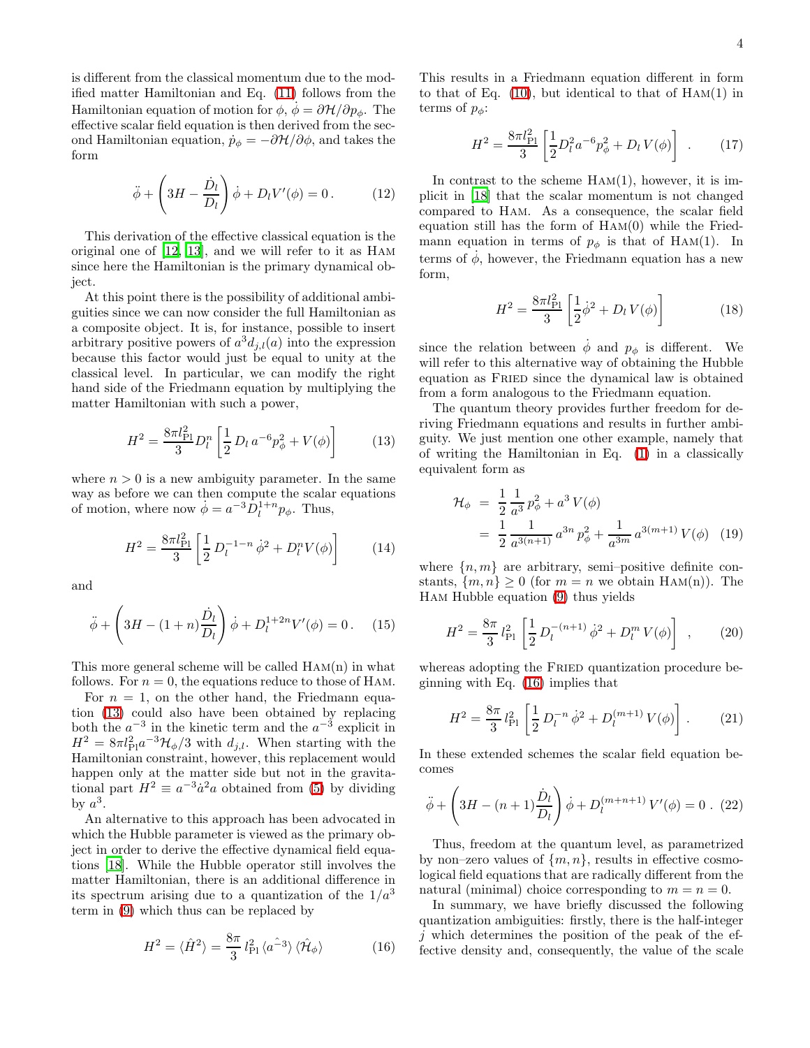is different from the classical momentum due to the modified matter Hamiltonian and Eq. (11) follows from the Hamiltonian equation of motion for $\phi$, $\dot\phi = \partial\mathcal{H}/\partial p_\phi$. The effective scalar field equation is then derived from the second Hamiltonian equation, $\dot p_\phi = -\partial\mathcal{H}/\partial\phi$, and takes the form

$$\ddot\phi + \left(3H - \frac{\dot D_l}{D_l}\right)\dot\phi + D_l V'(\phi) = 0\,. \tag{12}$$

This derivation of the effective classical equation is the original one of [12, 13], and we will refer to it as HAM since here the Hamiltonian is the primary dynamical object.

At this point there is the possibility of additional ambiguities since we can now consider the full Hamiltonian as a composite object. It is, for instance, possible to insert arbitrary positive powers of $a^3 d_{j,l}(a)$ into the expression because this factor would just be equal to unity at the classical level. In particular, we can modify the right hand side of the Friedmann equation by multiplying the matter Hamiltonian with such a power,

$$H^2 = \frac{8\pi l_{\rm Pl}^2}{3} D_l^n \left[\frac{1}{2} D_l\, a^{-6} p_\phi^2 + V(\phi)\right] \tag{13}$$

where $n > 0$ is a new ambiguity parameter. In the same way as before we can then compute the scalar equations of motion, where now $\dot\phi = a^{-3} D_l^{1+n} p_\phi$. Thus,

$$H^2 = \frac{8\pi l_{\rm Pl}^2}{3}\left[\frac{1}{2} D_l^{-1-n}\,\dot\phi^2 + D_l^n V(\phi)\right] \tag{14}$$

and

$$\ddot\phi + \left(3H - (1+n)\frac{\dot D_l}{D_l}\right)\dot\phi + D_l^{1+2n} V'(\phi) = 0\,. \tag{15}$$

This more general scheme will be called HAM(n) in what follows. For $n = 0$, the equations reduce to those of HAM.

For $n = 1$, on the other hand, the Friedmann equation (13) could also have been obtained by replacing both the $a^{-3}$ in the kinetic term and the $a^{-3}$ explicit in $H^2 = 8\pi l_{\rm Pl}^2 a^{-3}\mathcal{H}_\phi/3$ with $d_{j,l}$. When starting with the Hamiltonian constraint, however, this replacement would happen only at the matter side but not in the gravitational part $H^2 \equiv a^{-3}\dot a^2 a$ obtained from (5) by dividing by $a^3$.

An alternative to this approach has been advocated in which the Hubble parameter is viewed as the primary object in order to derive the effective dynamical field equations [18]. While the Hubble operator still involves the matter Hamiltonian, there is an additional difference in its spectrum arising due to a quantization of the $1/a^3$ term in (9) which thus can be replaced by

$$H^2 = \langle \hat H^2\rangle = \frac{8\pi}{3}\, l_{\rm Pl}^2\, \langle \widehat{a^{-3}}\rangle\, \langle \hat{\mathcal{H}}_\phi\rangle \tag{16}$$

This results in a Friedmann equation different in form to that of Eq. (10), but identical to that of HAM(1) in terms of $p_\phi$:

$$H^2 = \frac{8\pi l_{\rm Pl}^2}{3}\left[\frac{1}{2} D_l^2 a^{-6} p_\phi^2 + D_l\, V(\phi)\right]\ . \tag{17}$$

In contrast to the scheme HAM(1), however, it is implicit in [18] that the scalar momentum is not changed compared to HAM. As a consequence, the scalar field equation still has the form of HAM(0) while the Friedmann equation in terms of $p_\phi$ is that of HAM(1). In terms of $\dot\phi$, however, the Friedmann equation has a new form,

$$H^2 = \frac{8\pi l_{\rm Pl}^2}{3}\left[\frac{1}{2}\dot\phi^2 + D_l\, V(\phi)\right] \tag{18}$$

since the relation between $\dot\phi$ and $p_\phi$ is different. We will refer to this alternative way of obtaining the Hubble equation as FRIED since the dynamical law is obtained from a form analogous to the Friedmann equation.

The quantum theory provides further freedom for deriving Friedmann equations and results in further ambiguity. We just mention one other example, namely that of writing the Hamiltonian in Eq. (1) in a classically equivalent form as

$$\begin{aligned}\mathcal{H}_\phi &= \frac{1}{2}\frac{1}{a^3}\, p_\phi^2 + a^3\, V(\phi)\\ &= \frac{1}{2}\frac{1}{a^{3(n+1)}}\, a^{3n}\, p_\phi^2 + \frac{1}{a^{3m}}\, a^{3(m+1)}\, V(\phi)\end{aligned} \tag{19}$$

where $\{n, m\}$ are arbitrary, semi–positive definite constants, $\{m, n\} \geq 0$ (for $m = n$ we obtain HAM(n)). The HAM Hubble equation (9) thus yields

$$H^2 = \frac{8\pi}{3}\, l_{\rm Pl}^2\left[\frac{1}{2} D_l^{-(n+1)}\,\dot\phi^2 + D_l^m\, V(\phi)\right]\ , \tag{20}$$

whereas adopting the FRIED quantization procedure beginning with Eq. (16) implies that

$$H^2 = \frac{8\pi}{3}\, l_{\rm Pl}^2\left[\frac{1}{2} D_l^{-n}\,\dot\phi^2 + D_l^{(m+1)}\, V(\phi)\right]. \tag{21}$$

In these extended schemes the scalar field equation becomes

$$\ddot\phi + \left(3H - (n+1)\frac{\dot D_l}{D_l}\right)\dot\phi + D_l^{(m+n+1)}\, V'(\phi) = 0\ . \tag{22}$$

Thus, freedom at the quantum level, as parametrized by non–zero values of $\{m, n\}$, results in effective cosmological field equations that are radically different from the natural (minimal) choice corresponding to $m = n = 0$.

In summary, we have briefly discussed the following quantization ambiguities: firstly, there is the half-integer $j$ which determines the position of the peak of the effective density and, consequently, the value of the scale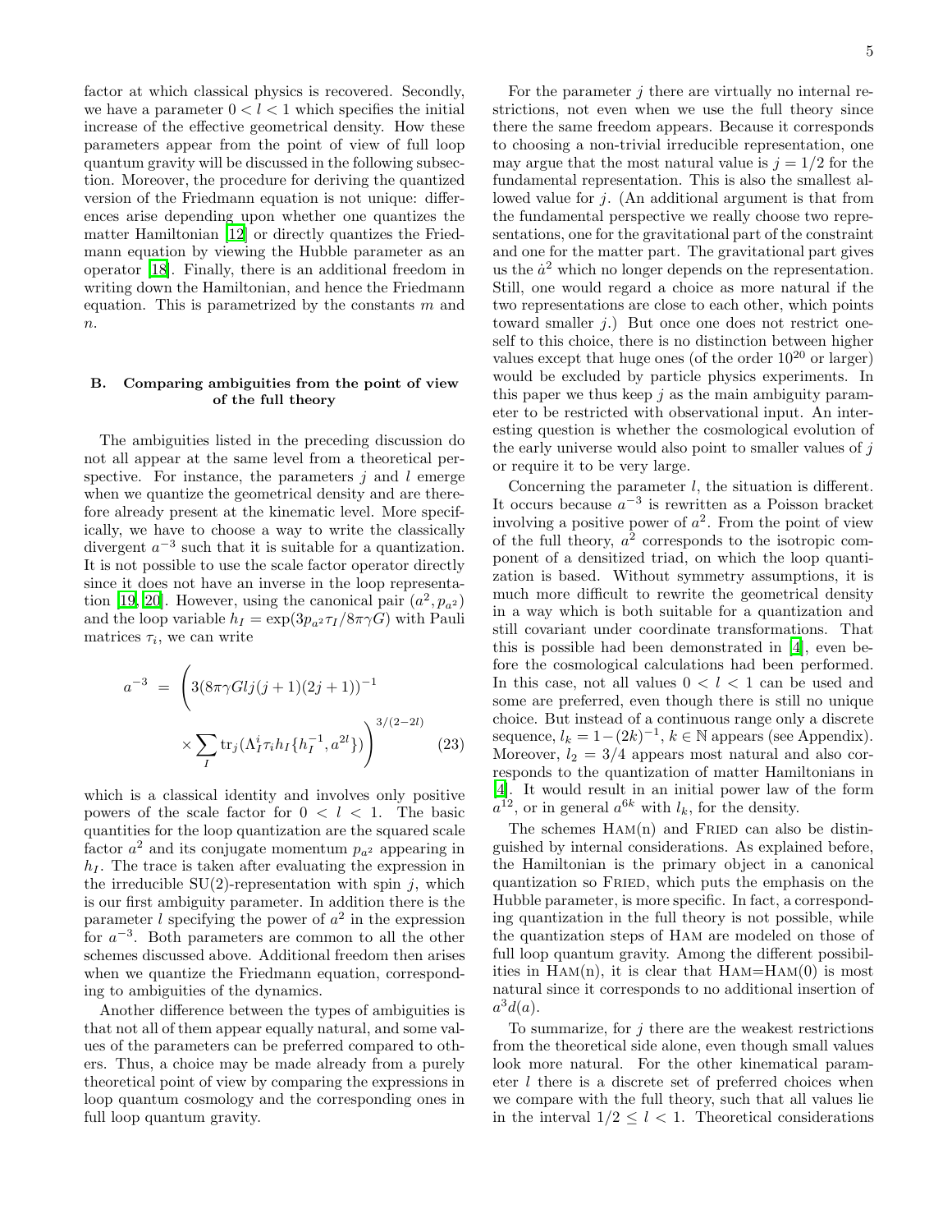factor at which classical physics is recovered. Secondly, we have a parameter $0 < l < 1$ which specifies the initial increase of the effective geometrical density. How these parameters appear from the point of view of full loop quantum gravity will be discussed in the following subsection. Moreover, the procedure for deriving the quantized version of the Friedmann equation is not unique: differences arise depending upon whether one quantizes the matter Hamiltonian [12] or directly quantizes the Friedmann equation by viewing the Hubble parameter as an operator [18]. Finally, there is an additional freedom in writing down the Hamiltonian, and hence the Friedmann equation. This is parametrized by the constants $m$ and $n$.

### B. Comparing ambiguities from the point of view of the full theory

The ambiguities listed in the preceding discussion do not all appear at the same level from a theoretical perspective. For instance, the parameters $j$ and $l$ emerge when we quantize the geometrical density and are therefore already present at the kinematic level. More specifically, we have to choose a way to write the classically divergent $a^{-3}$ such that it is suitable for a quantization. It is not possible to use the scale factor operator directly since it does not have an inverse in the loop representation [19, 20]. However, using the canonical pair $(a^2, p_{a^2})$ and the loop variable $h_I = \exp(3p_{a^2}\tau_I/8\pi\gamma G)$ with Pauli matrices $\tau_i$, we can write

$$a^{-3} = \left(3(8\pi\gamma G l j(j+1)(2j+1))^{-1} \times \sum_I \mathrm{tr}_j(\Lambda_I^i \tau_i h_I \{h_I^{-1}, a^{2l}\})\right)^{3/(2-2l)} \tag{23}$$

which is a classical identity and involves only positive powers of the scale factor for $0 < l < 1$. The basic quantities for the loop quantization are the squared scale factor $a^2$ and its conjugate momentum $p_{a^2}$ appearing in $h_I$. The trace is taken after evaluating the expression in the irreducible SU(2)-representation with spin $j$, which is our first ambiguity parameter. In addition there is the parameter $l$ specifying the power of $a^2$ in the expression for $a^{-3}$. Both parameters are common to all the other schemes discussed above. Additional freedom then arises when we quantize the Friedmann equation, corresponding to ambiguities of the dynamics.

Another difference between the types of ambiguities is that not all of them appear equally natural, and some values of the parameters can be preferred compared to others. Thus, a choice may be made already from a purely theoretical point of view by comparing the expressions in loop quantum cosmology and the corresponding ones in full loop quantum gravity.

For the parameter $j$ there are virtually no internal restrictions, not even when we use the full theory since there the same freedom appears. Because it corresponds to choosing a non-trivial irreducible representation, one may argue that the most natural value is $j = 1/2$ for the fundamental representation. This is also the smallest allowed value for $j$. (An additional argument is that from the fundamental perspective we really choose two representations, one for the gravitational part of the constraint and one for the matter part. The gravitational part gives us the $\dot{a}^2$ which no longer depends on the representation. Still, one would regard a choice as more natural if the two representations are close to each other, which points toward smaller $j$.) But once one does not restrict oneself to this choice, there is no distinction between higher values except that huge ones (of the order $10^{20}$ or larger) would be excluded by particle physics experiments. In this paper we thus keep $j$ as the main ambiguity parameter to be restricted with observational input. An interesting question is whether the cosmological evolution of the early universe would also point to smaller values of $j$ or require it to be very large.

Concerning the parameter $l$, the situation is different. It occurs because $a^{-3}$ is rewritten as a Poisson bracket involving a positive power of $a^2$. From the point of view of the full theory, $a^2$ corresponds to the isotropic component of a densitized triad, on which the loop quantization is based. Without symmetry assumptions, it is much more difficult to rewrite the geometrical density in a way which is both suitable for a quantization and still covariant under coordinate transformations. That this is possible had been demonstrated in [4], even before the cosmological calculations had been performed. In this case, not all values $0 < l < 1$ can be used and some are preferred, even though there is still no unique choice. But instead of a continuous range only a discrete sequence, $l_k = 1-(2k)^{-1}$, $k \in \mathbb{N}$ appears (see Appendix). Moreover, $l_2 = 3/4$ appears most natural and also corresponds to the quantization of matter Hamiltonians in [4]. It would result in an initial power law of the form $a^{12}$, or in general $a^{6k}$ with $l_k$, for the density.

The schemes HAM(n) and FRIED can also be distinguished by internal considerations. As explained before, the Hamiltonian is the primary object in a canonical quantization so FRIED, which puts the emphasis on the Hubble parameter, is more specific. In fact, a corresponding quantization in the full theory is not possible, while the quantization steps of HAM are modeled on those of full loop quantum gravity. Among the different possibilities in HAM(n), it is clear that HAM=HAM(0) is most natural since it corresponds to no additional insertion of $a^3 d(a)$.

To summarize, for $j$ there are the weakest restrictions from the theoretical side alone, even though small values look more natural. For the other kinematical parameter $l$ there is a discrete set of preferred choices when we compare with the full theory, such that all values lie in the interval $1/2 \leq l < 1$. Theoretical considerations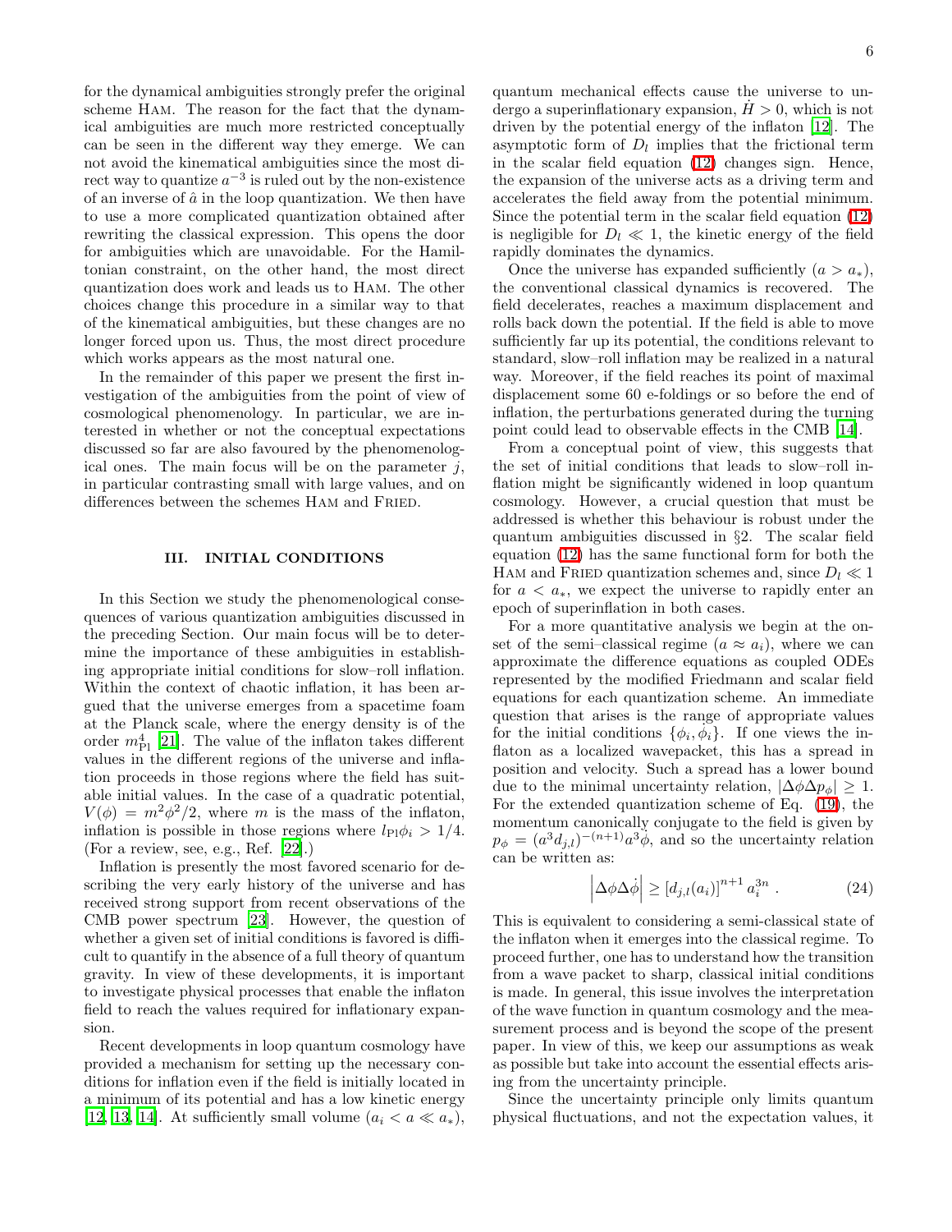for the dynamical ambiguities strongly prefer the original scheme Ham. The reason for the fact that the dynamical ambiguities are much more restricted conceptually can be seen in the different way they emerge. We can not avoid the kinematical ambiguities since the most direct way to quantize $a^{-3}$ is ruled out by the non-existence of an inverse of $\hat{a}$ in the loop quantization. We then have to use a more complicated quantization obtained after rewriting the classical expression. This opens the door for ambiguities which are unavoidable. For the Hamiltonian constraint, on the other hand, the most direct quantization does work and leads us to Ham. The other choices change this procedure in a similar way to that of the kinematical ambiguities, but these changes are no longer forced upon us. Thus, the most direct procedure which works appears as the most natural one.

In the remainder of this paper we present the first investigation of the ambiguities from the point of view of cosmological phenomenology. In particular, we are interested in whether or not the conceptual expectations discussed so far are also favoured by the phenomenological ones. The main focus will be on the parameter $j$, in particular contrasting small with large values, and on differences between the schemes Ham and Fried.

## III. INITIAL CONDITIONS

In this Section we study the phenomenological consequences of various quantization ambiguities discussed in the preceding Section. Our main focus will be to determine the importance of these ambiguities in establishing appropriate initial conditions for slow–roll inflation. Within the context of chaotic inflation, it has been argued that the universe emerges from a spacetime foam at the Planck scale, where the energy density is of the order $m_{\rm Pl}^4$ [21]. The value of the inflaton takes different values in the different regions of the universe and inflation proceeds in those regions where the field has suitable initial values. In the case of a quadratic potential, $V(\phi) = m^2\phi^2/2$, where $m$ is the mass of the inflaton, inflation is possible in those regions where $l_{\rm Pl}\phi_i > 1/4$. (For a review, see, e.g., Ref. [22].)

Inflation is presently the most favored scenario for describing the very early history of the universe and has received strong support from recent observations of the CMB power spectrum [23]. However, the question of whether a given set of initial conditions is favored is difficult to quantify in the absence of a full theory of quantum gravity. In view of these developments, it is important to investigate physical processes that enable the inflaton field to reach the values required for inflationary expansion.

Recent developments in loop quantum cosmology have provided a mechanism for setting up the necessary conditions for inflation even if the field is initially located in a minimum of its potential and has a low kinetic energy [12, 13, 14]. At sufficiently small volume ($a_i < a \ll a_*$), quantum mechanical effects cause the universe to undergo a superinflationary expansion, $\dot{H} > 0$, which is not driven by the potential energy of the inflaton [12]. The asymptotic form of $D_l$ implies that the frictional term in the scalar field equation (12) changes sign. Hence, the expansion of the universe acts as a driving term and accelerates the field away from the potential minimum. Since the potential term in the scalar field equation (12) is negligible for $D_l \ll 1$, the kinetic energy of the field rapidly dominates the dynamics.

Once the universe has expanded sufficiently ($a > a_*$), the conventional classical dynamics is recovered. The field decelerates, reaches a maximum displacement and rolls back down the potential. If the field is able to move sufficiently far up its potential, the conditions relevant to standard, slow–roll inflation may be realized in a natural way. Moreover, if the field reaches its point of maximal displacement some 60 e-foldings or so before the end of inflation, the perturbations generated during the turning point could lead to observable effects in the CMB [14].

From a conceptual point of view, this suggests that the set of initial conditions that leads to slow–roll inflation might be significantly widened in loop quantum cosmology. However, a crucial question that must be addressed is whether this behaviour is robust under the quantum ambiguities discussed in §2. The scalar field equation (12) has the same functional form for both the Ham and Fried quantization schemes and, since $D_l \ll 1$ for $a < a_*$, we expect the universe to rapidly enter an epoch of superinflation in both cases.

For a more quantitative analysis we begin at the onset of the semi–classical regime ($a \approx a_i$), where we can approximate the difference equations as coupled ODEs represented by the modified Friedmann and scalar field equations for each quantization scheme. An immediate question that arises is the range of appropriate values for the initial conditions $\{\phi_i, \dot{\phi}_i\}$. If one views the inflaton as a localized wavepacket, this has a spread in position and velocity. Such a spread has a lower bound due to the minimal uncertainty relation, $|\Delta\phi\Delta p_\phi| \geq 1$. For the extended quantization scheme of Eq. (19), the momentum canonically conjugate to the field is given by $p_\phi = (a^3 d_{j,l})^{-(n+1)} a^3 \dot{\phi}$, and so the uncertainty relation can be written as:

$$\left|\Delta\phi\Delta\dot{\phi}\right| \geq \left[d_{j,l}(a_i)\right]^{n+1} a_i^{3n} \, . \qquad (24)$$

This is equivalent to considering a semi-classical state of the inflaton when it emerges into the classical regime. To proceed further, one has to understand how the transition from a wave packet to sharp, classical initial conditions is made. In general, this issue involves the interpretation of the wave function in quantum cosmology and the measurement process and is beyond the scope of the present paper. In view of this, we keep our assumptions as weak as possible but take into account the essential effects arising from the uncertainty principle.

Since the uncertainty principle only limits quantum physical fluctuations, and not the expectation values, it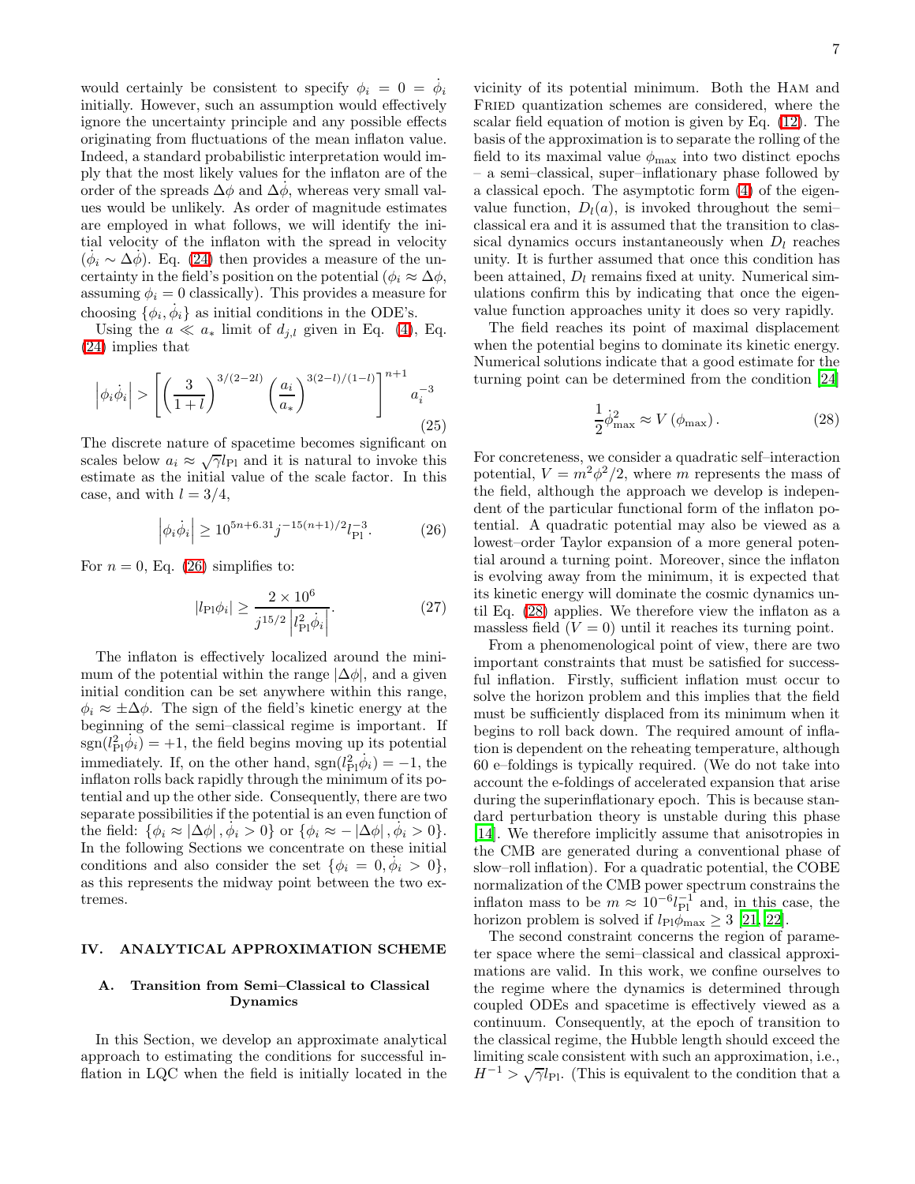would certainly be consistent to specify $\phi_i = 0 = \dot{\phi}_i$ initially. However, such an assumption would effectively ignore the uncertainty principle and any possible effects originating from fluctuations of the mean inflaton value. Indeed, a standard probabilistic interpretation would imply that the most likely values for the inflaton are of the order of the spreads $\Delta\phi$ and $\Delta\dot{\phi}$, whereas very small values would be unlikely. As order of magnitude estimates are employed in what follows, we will identify the initial velocity of the inflaton with the spread in velocity ($\dot{\phi}_i \sim \Delta\dot{\phi}$). Eq. (24) then provides a measure of the uncertainty in the field's position on the potential ($\phi_i \approx \Delta\phi$, assuming $\phi_i = 0$ classically). This provides a measure for choosing $\{\phi_i, \dot{\phi}_i\}$ as initial conditions in the ODE's.

Using the $a \ll a_*$ limit of $d_{j,l}$ given in Eq. (4), Eq. (24) implies that

$$\left|\phi_i \dot{\phi}_i\right| > \left[\left(\frac{3}{1+l}\right)^{3/(2-2l)} \left(\frac{a_i}{a_*}\right)^{3(2-l)/(1-l)}\right]^{n+1} a_i^{-3} \tag{25}$$

The discrete nature of spacetime becomes significant on scales below $a_i \approx \sqrt{\gamma} l_{\rm Pl}$ and it is natural to invoke this estimate as the initial value of the scale factor. In this case, and with $l = 3/4$,

$$\left|\phi_i \dot{\phi}_i\right| \geq 10^{5n+6.31} j^{-15(n+1)/2} l_{\rm Pl}^{-3}. \tag{26}$$

For $n = 0$, Eq. (26) simplifies to:

$$|l_{\rm Pl}\phi_i| \geq \frac{2 \times 10^6}{j^{15/2}\left|l_{\rm Pl}^2 \dot{\phi}_i\right|}. \tag{27}$$

The inflaton is effectively localized around the minimum of the potential within the range $|\Delta\phi|$, and a given initial condition can be set anywhere within this range, $\phi_i \approx \pm\Delta\phi$. The sign of the field's kinetic energy at the beginning of the semi–classical regime is important. If $\mathrm{sgn}(l_{\rm Pl}^2 \dot{\phi}_i) = +1$, the field begins moving up its potential immediately. If, on the other hand, $\mathrm{sgn}(l_{\rm Pl}^2 \dot{\phi}_i) = -1$, the inflaton rolls back rapidly through the minimum of its potential and up the other side. Consequently, there are two separate possibilities if the potential is an even function of the field: $\{\phi_i \approx |\Delta\phi|, \dot{\phi}_i > 0\}$ or $\{\phi_i \approx -|\Delta\phi|, \dot{\phi}_i > 0\}$. In the following Sections we concentrate on these initial conditions and also consider the set $\{\phi_i = 0, \dot{\phi}_i > 0\}$, as this represents the midway point between the two extremes.

## IV. ANALYTICAL APPROXIMATION SCHEME

### A. Transition from Semi–Classical to Classical Dynamics

In this Section, we develop an approximate analytical approach to estimating the conditions for successful inflation in LQC when the field is initially located in the vicinity of its potential minimum. Both the HAM and FRIED quantization schemes are considered, where the scalar field equation of motion is given by Eq. (12). The basis of the approximation is to separate the rolling of the field to its maximal value $\phi_{\rm max}$ into two distinct epochs – a semi–classical, super–inflationary phase followed by a classical epoch. The asymptotic form (4) of the eigenvalue function, $D_l(a)$, is invoked throughout the semi–classical era and it is assumed that the transition to classical dynamics occurs instantaneously when $D_l$ reaches unity. It is further assumed that once this condition has been attained, $D_l$ remains fixed at unity. Numerical simulations confirm this by indicating that once the eigenvalue function approaches unity it does so very rapidly.

The field reaches its point of maximal displacement when the potential begins to dominate its kinetic energy. Numerical solutions indicate that a good estimate for the turning point can be determined from the condition [24]

$$\frac{1}{2}\dot{\phi}_{\rm max}^2 \approx V\left(\phi_{\rm max}\right). \tag{28}$$

For concreteness, we consider a quadratic self–interaction potential, $V = m^2\phi^2/2$, where $m$ represents the mass of the field, although the approach we develop is independent of the particular functional form of the inflaton potential. A quadratic potential may also be viewed as a lowest–order Taylor expansion of a more general potential around a turning point. Moreover, since the inflaton is evolving away from the minimum, it is expected that its kinetic energy will dominate the cosmic dynamics until Eq. (28) applies. We therefore view the inflaton as a massless field ($V = 0$) until it reaches its turning point.

From a phenomenological point of view, there are two important constraints that must be satisfied for successful inflation. Firstly, sufficient inflation must occur to solve the horizon problem and this implies that the field must be sufficiently displaced from its minimum when it begins to roll back down. The required amount of inflation is dependent on the reheating temperature, although 60 e–foldings is typically required. (We do not take into account the e-foldings of accelerated expansion that arise during the superinflationary epoch. This is because standard perturbation theory is unstable during this phase [14]. We therefore implicitly assume that anisotropies in the CMB are generated during a conventional phase of slow–roll inflation). For a quadratic potential, the COBE normalization of the CMB power spectrum constrains the inflaton mass to be $m \approx 10^{-6} l_{\rm Pl}^{-1}$ and, in this case, the horizon problem is solved if $l_{\rm Pl}\phi_{\rm max} \geq 3$ [21, 22].

The second constraint concerns the region of parameter space where the semi–classical and classical approximations are valid. In this work, we confine ourselves to the regime where the dynamics is determined through coupled ODEs and spacetime is effectively viewed as a continuum. Consequently, at the epoch of transition to the classical regime, the Hubble length should exceed the limiting scale consistent with such an approximation, i.e., $H^{-1} > \sqrt{\gamma} l_{\rm Pl}$. (This is equivalent to the condition that a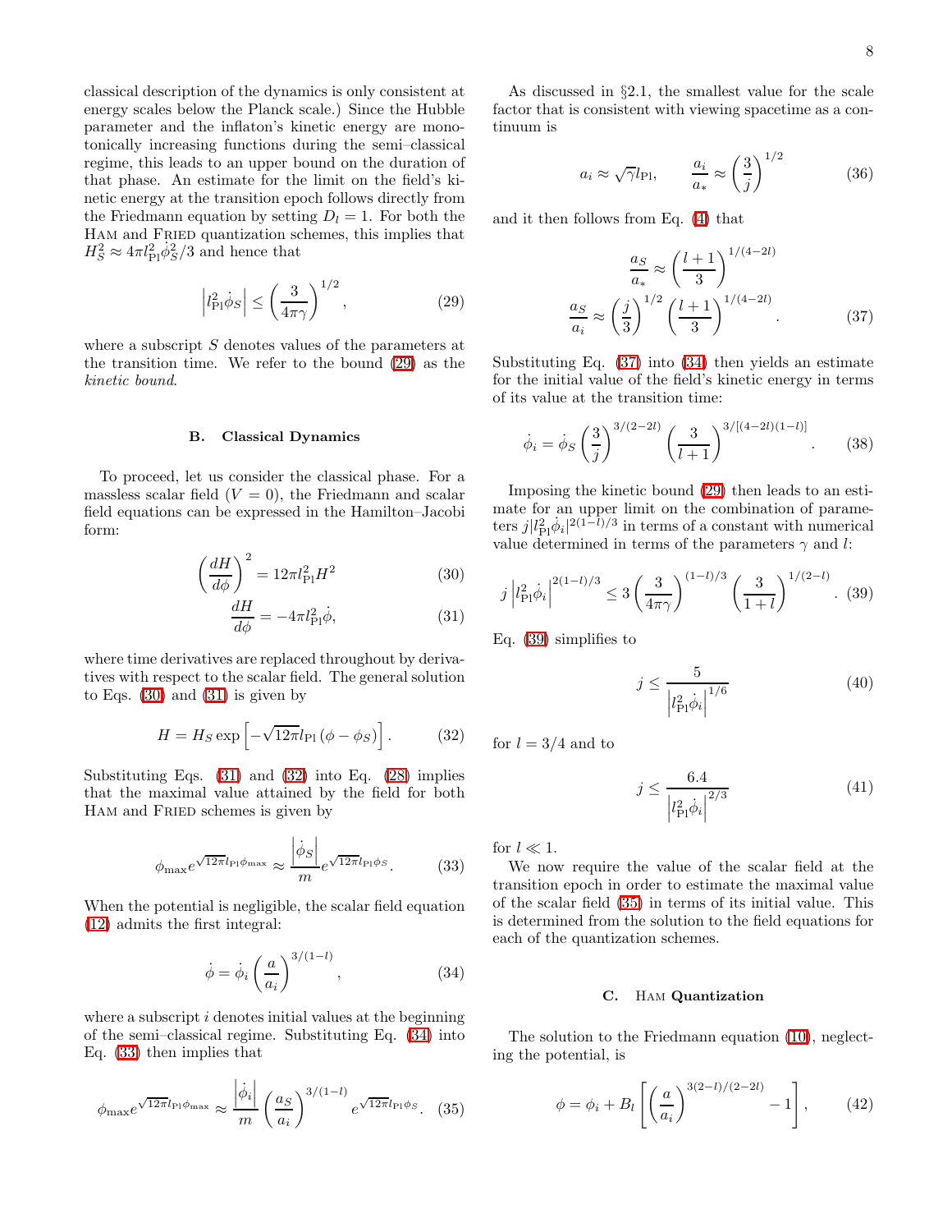classical description of the dynamics is only consistent at energy scales below the Planck scale.) Since the Hubble parameter and the inflaton's kinetic energy are monotonically increasing functions during the semi–classical regime, this leads to an upper bound on the duration of that phase. An estimate for the limit on the field's kinetic energy at the transition epoch follows directly from the Friedmann equation by setting $D_l = 1$. For both the HAM and FRIED quantization schemes, this implies that $H_S^2 \approx 4\pi l_{\rm Pl}^2 \dot{\phi}_S^2/3$ and hence that

$$\left| l_{\rm Pl}^2 \dot{\phi}_S \right| \leq \left( \frac{3}{4\pi\gamma} \right)^{1/2}, \tag{29}$$

where a subscript $S$ denotes values of the parameters at the transition time. We refer to the bound (29) as the *kinetic bound*.

### B. Classical Dynamics

To proceed, let us consider the classical phase. For a massless scalar field ($V = 0$), the Friedmann and scalar field equations can be expressed in the Hamilton–Jacobi form:

$$\left( \frac{dH}{d\phi} \right)^2 = 12\pi l_{\rm Pl}^2 H^2 \tag{30}$$

$$\frac{dH}{d\phi} = -4\pi l_{\rm Pl}^2 \dot{\phi}, \tag{31}$$

where time derivatives are replaced throughout by derivatives with respect to the scalar field. The general solution to Eqs. (30) and (31) is given by

$$H = H_S \exp\left[ -\sqrt{12\pi} l_{\rm Pl} \left( \phi - \phi_S \right) \right]. \tag{32}$$

Substituting Eqs. (31) and (32) into Eq. (28) implies that the maximal value attained by the field for both HAM and FRIED schemes is given by

$$\phi_{\rm max} e^{\sqrt{12\pi} l_{\rm Pl} \phi_{\rm max}} \approx \frac{\left| \dot{\phi}_S \right|}{m} e^{\sqrt{12\pi} l_{\rm Pl} \phi_S}. \tag{33}$$

When the potential is negligible, the scalar field equation (12) admits the first integral:

$$\dot{\phi} = \dot{\phi}_i \left( \frac{a}{a_i} \right)^{3/(1-l)}, \tag{34}$$

where a subscript $i$ denotes initial values at the beginning of the semi–classical regime. Substituting Eq. (34) into Eq. (33) then implies that

$$\phi_{\rm max} e^{\sqrt{12\pi} l_{\rm Pl} \phi_{\rm max}} \approx \frac{\left| \dot{\phi}_i \right|}{m} \left( \frac{a_S}{a_i} \right)^{3/(1-l)} e^{\sqrt{12\pi} l_{\rm Pl} \phi_S}. \tag{35}$$

As discussed in §2.1, the smallest value for the scale factor that is consistent with viewing spacetime as a continuum is

$$a_i \approx \sqrt{\gamma} l_{\rm Pl}, \qquad \frac{a_i}{a_*} \approx \left( \frac{3}{j} \right)^{1/2} \tag{36}$$

and it then follows from Eq. (4) that

$$\frac{a_S}{a_*} \approx \left( \frac{l+1}{3} \right)^{1/(4-2l)}$$

$$\frac{a_S}{a_i} \approx \left( \frac{j}{3} \right)^{1/2} \left( \frac{l+1}{3} \right)^{1/(4-2l)}. \tag{37}$$

Substituting Eq. (37) into (34) then yields an estimate for the initial value of the field's kinetic energy in terms of its value at the transition time:

$$\dot{\phi}_i = \dot{\phi}_S \left( \frac{3}{j} \right)^{3/(2-2l)} \left( \frac{3}{l+1} \right)^{3/[(4-2l)(1-l)]}. \tag{38}$$

Imposing the kinetic bound (29) then leads to an estimate for an upper limit on the combination of parameters $j |l_{\rm Pl}^2 \dot{\phi}_i|^{2(1-l)/3}$ in terms of a constant with numerical value determined in terms of the parameters $\gamma$ and $l$:

$$j \left| l_{\rm Pl}^2 \dot{\phi}_i \right|^{2(1-l)/3} \leq 3 \left( \frac{3}{4\pi\gamma} \right)^{(1-l)/3} \left( \frac{3}{1+l} \right)^{1/(2-l)}. \tag{39}$$

Eq. (39) simplifies to

$$j \leq \frac{5}{\left| l_{\rm Pl}^2 \dot{\phi}_i \right|^{1/6}} \tag{40}$$

for $l = 3/4$ and to

$$j \leq \frac{6.4}{\left| l_{\rm Pl}^2 \dot{\phi}_i \right|^{2/3}} \tag{41}$$

for $l \ll 1$.

We now require the value of the scalar field at the transition epoch in order to estimate the maximal value of the scalar field (35) in terms of its initial value. This is determined from the solution to the field equations for each of the quantization schemes.

### C. HAM Quantization

The solution to the Friedmann equation (10), neglecting the potential, is

$$\phi = \phi_i + B_l \left[ \left( \frac{a}{a_i} \right)^{3(2-l)/(2-2l)} - 1 \right], \tag{42}$$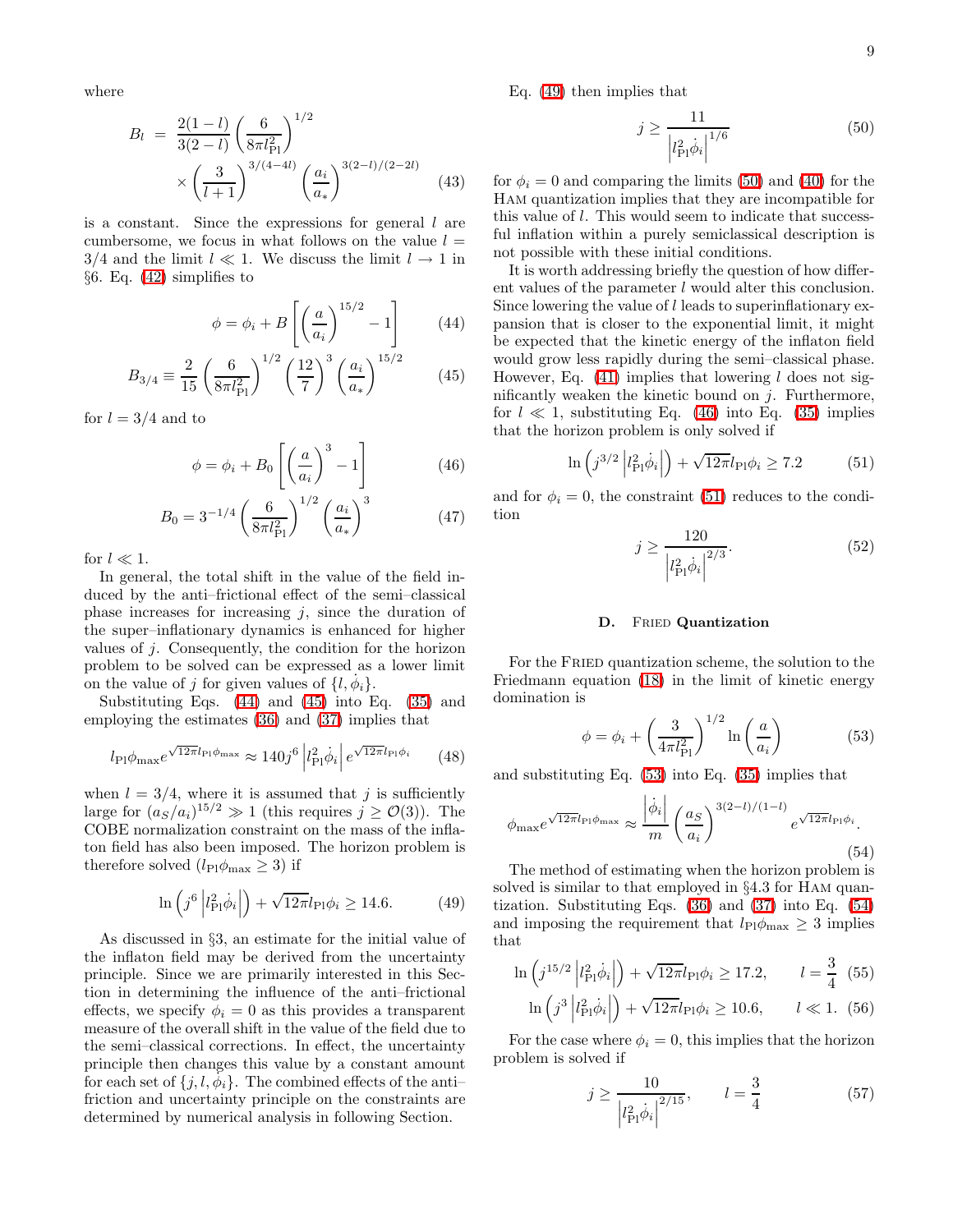where

$$B_l = \frac{2(1-l)}{3(2-l)}\left(\frac{6}{8\pi l_{\rm Pl}^2}\right)^{1/2} \times \left(\frac{3}{l+1}\right)^{3/(4-4l)}\left(\frac{a_i}{a_*}\right)^{3(2-l)/(2-2l)} \quad (43)$$

is a constant. Since the expressions for general $l$ are cumbersome, we focus in what follows on the value $l = 3/4$ and the limit $l \ll 1$. We discuss the limit $l \to 1$ in §6. Eq. (42) simplifies to

$$\phi = \phi_i + B\left[\left(\frac{a}{a_i}\right)^{15/2} - 1\right] \quad (44)$$

$$B_{3/4} \equiv \frac{2}{15}\left(\frac{6}{8\pi l_{\rm Pl}^2}\right)^{1/2}\left(\frac{12}{7}\right)^{3}\left(\frac{a_i}{a_*}\right)^{15/2} \quad (45)$$

for $l = 3/4$ and to

$$\phi = \phi_i + B_0\left[\left(\frac{a}{a_i}\right)^{3} - 1\right] \quad (46)$$

$$B_0 = 3^{-1/4}\left(\frac{6}{8\pi l_{\rm Pl}^2}\right)^{1/2}\left(\frac{a_i}{a_*}\right)^{3} \quad (47)$$

for $l \ll 1$.

In general, the total shift in the value of the field induced by the anti–frictional effect of the semi–classical phase increases for increasing $j$, since the duration of the super–inflationary dynamics is enhanced for higher values of $j$. Consequently, the condition for the horizon problem to be solved can be expressed as a lower limit on the value of $j$ for given values of $\{l, \dot{\phi}_i\}$.

Substituting Eqs. (44) and (45) into Eq. (35) and employing the estimates (36) and (37) implies that

$$l_{\rm Pl}\phi_{\rm max} e^{\sqrt{12\pi} l_{\rm Pl}\phi_{\rm max}} \approx 140 j^6 \left|l_{\rm Pl}^2 \dot{\phi}_i\right| e^{\sqrt{12\pi} l_{\rm Pl}\phi_i} \quad (48)$$

when $l = 3/4$, where it is assumed that $j$ is sufficiently large for $(a_S/a_i)^{15/2} \gg 1$ (this requires $j \geq \mathcal{O}(3)$). The COBE normalization constraint on the mass of the inflaton field has also been imposed. The horizon problem is therefore solved ($l_{\rm Pl}\phi_{\rm max} \geq 3$) if

$$\ln\left(j^6 \left|l_{\rm Pl}^2\dot{\phi}_i\right|\right) + \sqrt{12\pi} l_{\rm Pl}\phi_i \geq 14.6. \quad (49)$$

As discussed in §3, an estimate for the initial value of the inflaton field may be derived from the uncertainty principle. Since we are primarily interested in this Section in determining the influence of the anti–frictional effects, we specify $\phi_i = 0$ as this provides a transparent measure of the overall shift in the value of the field due to the semi–classical corrections. In effect, the uncertainty principle then changes this value by a constant amount for each set of $\{j, l, \dot{\phi}_i\}$. The combined effects of the anti–friction and uncertainty principle on the constraints are determined by numerical analysis in following Section.

Eq. (49) then implies that

$$j \geq \frac{11}{\left|l_{\rm Pl}^2\dot{\phi}_i\right|^{1/6}} \quad (50)$$

for $\phi_i = 0$ and comparing the limits (50) and (40) for the Ham quantization implies that they are incompatible for this value of $l$. This would seem to indicate that successful inflation within a purely semiclassical description is not possible with these initial conditions.

It is worth addressing briefly the question of how different values of the parameter $l$ would alter this conclusion. Since lowering the value of $l$ leads to superinflationary expansion that is closer to the exponential limit, it might be expected that the kinetic energy of the inflaton field would grow less rapidly during the semi–classical phase. However, Eq. (41) implies that lowering $l$ does not significantly weaken the kinetic bound on $j$. Furthermore, for $l \ll 1$, substituting Eq. (46) into Eq. (35) implies that the horizon problem is only solved if

$$\ln\left(j^{3/2}\left|l_{\rm Pl}^2\dot{\phi}_i\right|\right) + \sqrt{12\pi} l_{\rm Pl}\phi_i \geq 7.2 \quad (51)$$

and for $\phi_i = 0$, the constraint (51) reduces to the condition

$$j \geq \frac{120}{\left|l_{\rm Pl}^2\dot{\phi}_i\right|^{2/3}}. \quad (52)$$

### D. Fried Quantization

For the Fried quantization scheme, the solution to the Friedmann equation (18) in the limit of kinetic energy domination is

$$\phi = \phi_i + \left(\frac{3}{4\pi l_{\rm Pl}^2}\right)^{1/2}\ln\left(\frac{a}{a_i}\right) \quad (53)$$

and substituting Eq. (53) into Eq. (35) implies that

$$\phi_{\rm max} e^{\sqrt{12\pi} l_{\rm Pl}\phi_{\rm max}} \approx \frac{\left|\dot{\phi}_i\right|}{m}\left(\frac{a_S}{a_i}\right)^{3(2-l)/(1-l)} e^{\sqrt{12\pi} l_{\rm Pl}\phi_i}. \quad (54)$$

The method of estimating when the horizon problem is solved is similar to that employed in §4.3 for Ham quantization. Substituting Eqs. (36) and (37) into Eq. (54) and imposing the requirement that $l_{\rm Pl}\phi_{\rm max} \geq 3$ implies that

$$\ln\left(j^{15/2}\left|l_{\rm Pl}^2\dot{\phi}_i\right|\right) + \sqrt{12\pi} l_{\rm Pl}\phi_i \geq 17.2, \qquad l = \frac{3}{4} \quad (55)$$

$$\ln\left(j^{3}\left|l_{\rm Pl}^2\dot{\phi}_i\right|\right) + \sqrt{12\pi} l_{\rm Pl}\phi_i \geq 10.6, \qquad l \ll 1. \quad (56)$$

For the case where $\phi_i = 0$, this implies that the horizon problem is solved if

$$j \geq \frac{10}{\left|l_{\rm Pl}^2\dot{\phi}_i\right|^{2/15}}, \qquad l = \frac{3}{4} \quad (57)$$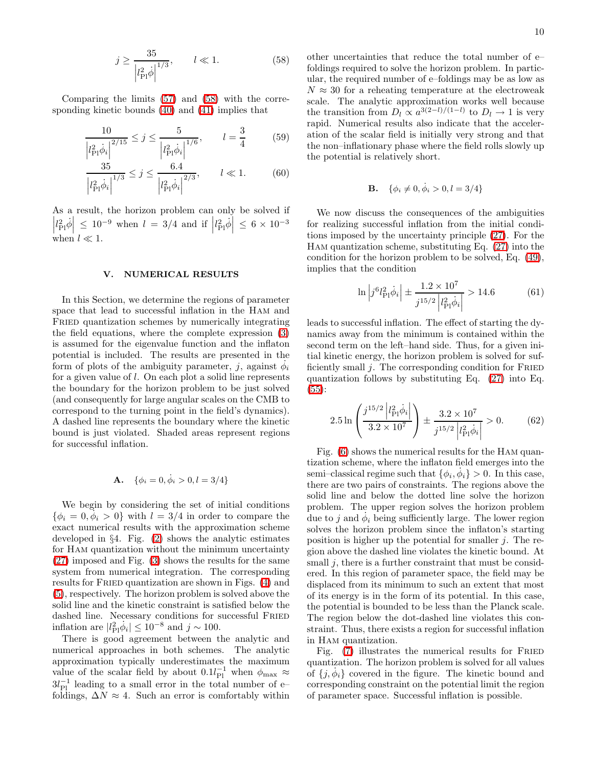$$j \geq \frac{35}{\left|l_{\rm Pl}^2 \dot{\phi}\right|^{1/3}}, \qquad l \ll 1. \tag{58}$$

Comparing the limits (57) and (58) with the corresponding kinetic bounds (40) and (41) implies that

$$\frac{10}{\left|l_{\rm Pl}^2 \dot{\phi}_i\right|^{2/15}} \leq j \leq \frac{5}{\left|l_{\rm Pl}^2 \dot{\phi}_i\right|^{1/6}}, \qquad l = \frac{3}{4} \tag{59}$$

$$\frac{35}{\left|l_{\rm Pl}^2 \dot{\phi}_i\right|^{1/3}} \leq j \leq \frac{6.4}{\left|l_{\rm Pl}^2 \dot{\phi}_i\right|^{2/3}}, \qquad l \ll 1. \tag{60}$$

As a result, the horizon problem can only be solved if $\left|l_{\rm Pl}^2 \dot{\phi}\right| \leq 10^{-9}$ when $l = 3/4$ and if $\left|l_{\rm Pl}^2 \dot{\phi}\right| \leq 6 \times 10^{-3}$ when $l \ll 1$.

## V. NUMERICAL RESULTS

In this Section, we determine the regions of parameter space that lead to successful inflation in the Ham and Fried quantization schemes by numerically integrating the field equations, where the complete expression (3) is assumed for the eigenvalue function and the inflaton potential is included. The results are presented in the form of plots of the ambiguity parameter, $j$, against $\dot{\phi}_i$ for a given value of $l$. On each plot a solid line represents the boundary for the horizon problem to be just solved (and consequently for large angular scales on the CMB to correspond to the turning point in the field's dynamics). A dashed line represents the boundary where the kinetic bound is just violated. Shaded areas represent regions for successful inflation.

### A. $\{\phi_i = 0, \dot{\phi}_i > 0, l = 3/4\}$

We begin by considering the set of initial conditions $\{\phi_i = 0, \dot{\phi}_i > 0\}$ with $l = 3/4$ in order to compare the exact numerical results with the approximation scheme developed in §4. Fig. (2) shows the analytic estimates for Ham quantization without the minimum uncertainty (27) imposed and Fig. (3) shows the results for the same system from numerical integration. The corresponding results for Fried quantization are shown in Figs. (4) and (5), respectively. The horizon problem is solved above the solid line and the kinetic constraint is satisfied below the dashed line. Necessary conditions for successful Fried inflation are $|l_{\rm Pl}^2 \dot{\phi}_i| \leq 10^{-8}$ and $j \sim 100$.

There is good agreement between the analytic and numerical approaches in both schemes. The analytic approximation typically underestimates the maximum value of the scalar field by about $0.1 l_{\rm Pl}^{-1}$ when $\phi_{\rm max} \approx 3 l_{\rm Pl}^{-1}$ leading to a small error in the total number of e–foldings, $\Delta N \approx 4$. Such an error is comfortably within other uncertainties that reduce the total number of e–foldings required to solve the horizon problem. In particular, the required number of e–foldings may be as low as $N \approx 30$ for a reheating temperature at the electroweak scale. The analytic approximation works well because the transition from $D_l \propto a^{3(2-l)/(1-l)}$ to $D_l \to 1$ is very rapid. Numerical results also indicate that the acceleration of the scalar field is initially very strong and that the non–inflationary phase where the field rolls slowly up the potential is relatively short.

### B. $\{\phi_i \neq 0, \dot{\phi}_i > 0, l = 3/4\}$

We now discuss the consequences of the ambiguities for realizing successful inflation from the initial conditions imposed by the uncertainty principle (27). For the Ham quantization scheme, substituting Eq. (27) into the condition for the horizon problem to be solved, Eq. (49), implies that the condition

$$\ln\left|j^6 l_{\rm Pl}^2 \dot{\phi}_i\right| \pm \frac{1.2 \times 10^7}{j^{15/2}\left|l_{\rm Pl}^2 \dot{\phi}_i\right|} > 14.6 \tag{61}$$

leads to successful inflation. The effect of starting the dynamics away from the minimum is contained within the second term on the left–hand side. Thus, for a given initial kinetic energy, the horizon problem is solved for sufficiently small $j$. The corresponding condition for Fried quantization follows by substituting Eq. (27) into Eq. (55):

$$2.5 \ln\left(\frac{j^{15/2}\left|l_{\rm Pl}^2 \dot{\phi}_i\right|}{3.2 \times 10^7}\right) \pm \frac{3.2 \times 10^7}{j^{15/2}\left|l_{\rm Pl}^2 \dot{\phi}_i\right|} > 0. \tag{62}$$

Fig. (6) shows the numerical results for the Ham quantization scheme, where the inflaton field emerges into the semi–classical regime such that $\{\phi_i, \dot{\phi}_i\} > 0$. In this case, there are two pairs of constraints. The regions above the solid line and below the dotted line solve the horizon problem. The upper region solves the horizon problem due to $j$ and $\dot{\phi}_i$ being sufficiently large. The lower region solves the horizon problem since the inflaton's starting position is higher up the potential for smaller $j$. The region above the dashed line violates the kinetic bound. At small $j$, there is a further constraint that must be considered. In this region of parameter space, the field may be displaced from its minimum to such an extent that most of its energy is in the form of its potential. In this case, the potential is bounded to be less than the Planck scale. The region below the dot-dashed line violates this constraint. Thus, there exists a region for successful inflation in Ham quantization.

Fig. (7) illustrates the numerical results for Fried quantization. The horizon problem is solved for all values of $\{j, \dot{\phi}_i\}$ covered in the figure. The kinetic bound and corresponding constraint on the potential limit the region of parameter space. Successful inflation is possible.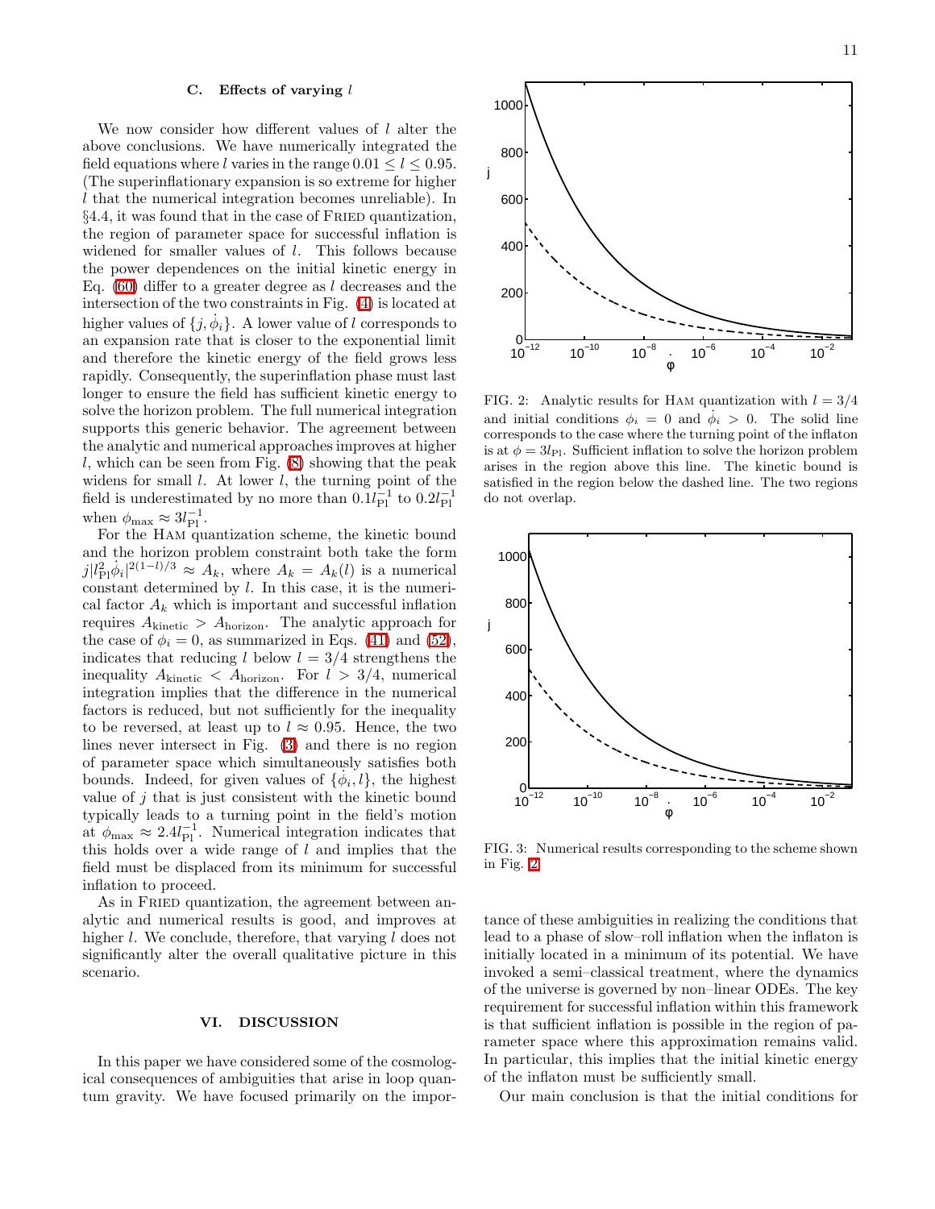### C. Effects of varying $l$

We now consider how different values of $l$ alter the above conclusions. We have numerically integrated the field equations where $l$ varies in the range $0.01 \le l \le 0.95$. (The superinflationary expansion is so extreme for higher $l$ that the numerical integration becomes unreliable). In §4.4, it was found that in the case of FRIED quantization, the region of parameter space for successful inflation is widened for smaller values of $l$. This follows because the power dependences on the initial kinetic energy in Eq. (60) differ to a greater degree as $l$ decreases and the intersection of the two constraints in Fig. (4) is located at higher values of $\{j, \dot{\phi}_i\}$. A lower value of $l$ corresponds to an expansion rate that is closer to the exponential limit and therefore the kinetic energy of the field grows less rapidly. Consequently, the superinflation phase must last longer to ensure the field has sufficient kinetic energy to solve the horizon problem. The full numerical integration supports this generic behavior. The agreement between the analytic and numerical approaches improves at higher $l$, which can be seen from Fig. (8) showing that the peak widens for small $l$. At lower $l$, the turning point of the field is underestimated by no more than $0.1 l_{\rm Pl}^{-1}$ to $0.2 l_{\rm Pl}^{-1}$ when $\phi_{\rm max} \approx 3 l_{\rm Pl}^{-1}$.

For the HAM quantization scheme, the kinetic bound and the horizon problem constraint both take the form $j |l_{\rm Pl}^2 \dot{\phi}_i|^{2(1-l)/3} \approx A_k$, where $A_k = A_k(l)$ is a numerical constant determined by $l$. In this case, it is the numerical factor $A_k$ which is important and successful inflation requires $A_{\rm kinetic} > A_{\rm horizon}$. The analytic approach for the case of $\phi_i = 0$, as summarized in Eqs. (41) and (52), indicates that reducing $l$ below $l = 3/4$ strengthens the inequality $A_{\rm kinetic} < A_{\rm horizon}$. For $l > 3/4$, numerical integration implies that the difference in the numerical factors is reduced, but not sufficiently for the inequality to be reversed, at least up to $l \approx 0.95$. Hence, the two lines never intersect in Fig. (3) and there is no region of parameter space which simultaneously satisfies both bounds. Indeed, for given values of $\{\dot{\phi}_i, l\}$, the highest value of $j$ that is just consistent with the kinetic bound typically leads to a turning point in the field's motion at $\phi_{\rm max} \approx 2.4 l_{\rm Pl}^{-1}$. Numerical integration indicates that this holds over a wide range of $l$ and implies that the field must be displaced from its minimum for successful inflation to proceed.

As in FRIED quantization, the agreement between analytic and numerical results is good, and improves at higher $l$. We conclude, therefore, that varying $l$ does not significantly alter the overall qualitative picture in this scenario.

## VI. DISCUSSION

In this paper we have considered some of the cosmological consequences of ambiguities that arise in loop quantum gravity. We have focused primarily on the importance of these ambiguities in realizing the conditions that lead to a phase of slow–roll inflation when the inflaton is initially located in a minimum of its potential. We have invoked a semi–classical treatment, where the dynamics of the universe is governed by non–linear ODEs. The key requirement for successful inflation within this framework is that sufficient inflation is possible in the region of parameter space where this approximation remains valid. In particular, this implies that the initial kinetic energy of the inflaton must be sufficiently small.

Our main conclusion is that the initial conditions for

FIG. 2: Analytic results for HAM quantization with $l = 3/4$ and initial conditions $\phi_i = 0$ and $\dot{\phi}_i > 0$. The solid line corresponds to the case where the turning point of the inflaton is at $\phi = 3 l_{\rm Pl}$. Sufficient inflation to solve the horizon problem arises in the region above this line. The kinetic bound is satisfied in the region below the dashed line. The two regions do not overlap.

FIG. 3: Numerical results corresponding to the scheme shown in Fig. 2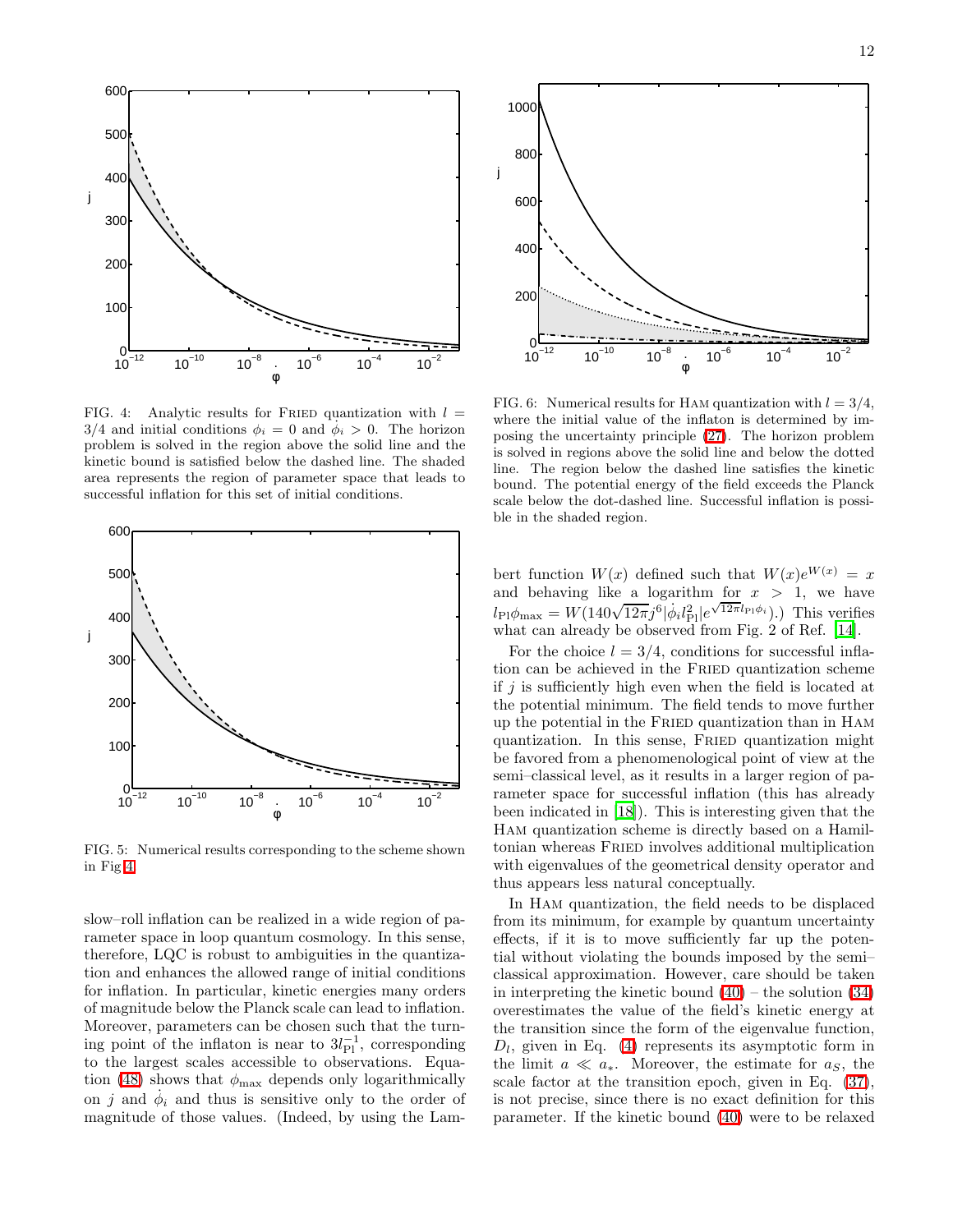FIG. 4: Analytic results for FRIED quantization with $l = 3/4$ and initial conditions $\phi_i = 0$ and $\dot{\phi}_i > 0$. The horizon problem is solved in the region above the solid line and the kinetic bound is satisfied below the dashed line. The shaded area represents the region of parameter space that leads to successful inflation for this set of initial conditions.

FIG. 5: Numerical results corresponding to the scheme shown in Fig 4.

slow–roll inflation can be realized in a wide region of parameter space in loop quantum cosmology. In this sense, therefore, LQC is robust to ambiguities in the quantization and enhances the allowed range of initial conditions for inflation. In particular, kinetic energies many orders of magnitude below the Planck scale can lead to inflation. Moreover, parameters can be chosen such that the turning point of the inflaton is near to $3l_{\rm Pl}^{-1}$, corresponding to the largest scales accessible to observations. Equation (48) shows that $\phi_{\rm max}$ depends only logarithmically on $j$ and $\dot{\phi}_i$ and thus is sensitive only to the order of magnitude of those values. (Indeed, by using the Lambert function $W(x)$ defined such that $W(x)e^{W(x)} = x$ and behaving like a logarithm for $x > 1$, we have $l_{\rm Pl}\phi_{\rm max} = W(140\sqrt{12\pi}j^6|\dot{\phi}_i l_{\rm Pl}^2|e^{\sqrt{12\pi}l_{\rm Pl}\phi_i})$.) This verifies what can already be observed from Fig. 2 of Ref. [14].

FIG. 6: Numerical results for HAM quantization with $l = 3/4$, where the initial value of the inflaton is determined by imposing the uncertainty principle (27). The horizon problem is solved in regions above the solid line and below the dotted line. The region below the dashed line satisfies the kinetic bound. The potential energy of the field exceeds the Planck scale below the dot-dashed line. Successful inflation is possible in the shaded region.

For the choice $l = 3/4$, conditions for successful inflation can be achieved in the FRIED quantization scheme if $j$ is sufficiently high even when the field is located at the potential minimum. The field tends to move further up the potential in the FRIED quantization than in HAM quantization. In this sense, FRIED quantization might be favored from a phenomenological point of view at the semi–classical level, as it results in a larger region of parameter space for successful inflation (this has already been indicated in [18]). This is interesting given that the HAM quantization scheme is directly based on a Hamiltonian whereas FRIED involves additional multiplication with eigenvalues of the geometrical density operator and thus appears less natural conceptually.

In HAM quantization, the field needs to be displaced from its minimum, for example by quantum uncertainty effects, if it is to move sufficiently far up the potential without violating the bounds imposed by the semi–classical approximation. However, care should be taken in interpreting the kinetic bound (40) – the solution (34) overestimates the value of the field's kinetic energy at the transition since the form of the eigenvalue function, $D_l$, given in Eq. (4) represents its asymptotic form in the limit $a \ll a_*$. Moreover, the estimate for $a_S$, the scale factor at the transition epoch, given in Eq. (37), is not precise, since there is no exact definition for this parameter. If the kinetic bound (40) were to be relaxed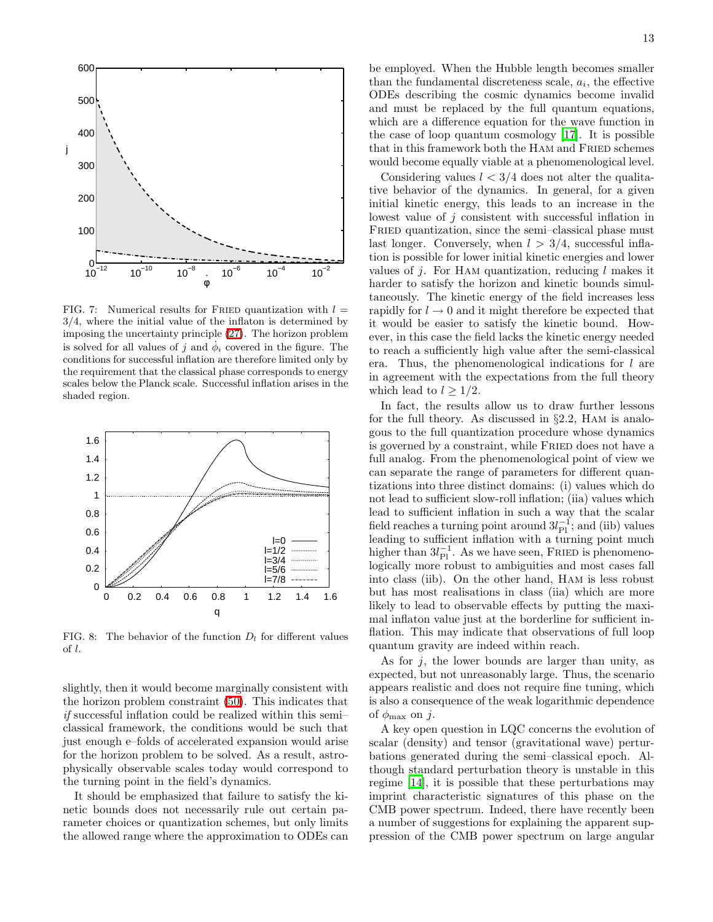FIG. 7: Numerical results for FRIED quantization with $l = 3/4$, where the initial value of the inflaton is determined by imposing the uncertainty principle (27). The horizon problem is solved for all values of $j$ and $\dot{\phi}_i$ covered in the figure. The conditions for successful inflation are therefore limited only by the requirement that the classical phase corresponds to energy scales below the Planck scale. Successful inflation arises in the shaded region.

FIG. 8: The behavior of the function $D_l$ for different values of $l$.

slightly, then it would become marginally consistent with the horizon problem constraint (50). This indicates that *if* successful inflation could be realized within this semi–classical framework, the conditions would be such that just enough e–folds of accelerated expansion would arise for the horizon problem to be solved. As a result, astrophysically observable scales today would correspond to the turning point in the field's dynamics.

It should be emphasized that failure to satisfy the kinetic bounds does not necessarily rule out certain parameter choices or quantization schemes, but only limits the allowed range where the approximation to ODEs can be employed. When the Hubble length becomes smaller than the fundamental discreteness scale, $a_i$, the effective ODEs describing the cosmic dynamics become invalid and must be replaced by the full quantum equations, which are a difference equation for the wave function in the case of loop quantum cosmology [17]. It is possible that in this framework both the HAM and FRIED schemes would become equally viable at a phenomenological level.

Considering values $l < 3/4$ does not alter the qualitative behavior of the dynamics. In general, for a given initial kinetic energy, this leads to an increase in the lowest value of $j$ consistent with successful inflation in FRIED quantization, since the semi–classical phase must last longer. Conversely, when $l > 3/4$, successful inflation is possible for lower initial kinetic energies and lower values of $j$. For HAM quantization, reducing $l$ makes it harder to satisfy the horizon and kinetic bounds simultaneously. The kinetic energy of the field increases less rapidly for $l \to 0$ and it might therefore be expected that it would be easier to satisfy the kinetic bound. However, in this case the field lacks the kinetic energy needed to reach a sufficiently high value after the semi-classical era. Thus, the phenomenological indications for $l$ are in agreement with the expectations from the full theory which lead to $l \geq 1/2$.

In fact, the results allow us to draw further lessons for the full theory. As discussed in §2.2, HAM is analogous to the full quantization procedure whose dynamics is governed by a constraint, while FRIED does not have a full analog. From the phenomenological point of view we can separate the range of parameters for different quantizations into three distinct domains: (i) values which do not lead to sufficient slow-roll inflation; (iia) values which lead to sufficient inflation in such a way that the scalar field reaches a turning point around $3l_{\rm Pl}^{-1}$; and (iib) values leading to sufficient inflation with a turning point much higher than $3l_{\rm Pl}^{-1}$. As we have seen, FRIED is phenomenologically more robust to ambiguities and most cases fall into class (iib). On the other hand, HAM is less robust but has most realisations in class (iia) which are more likely to lead to observable effects by putting the maximal inflaton value just at the borderline for sufficient inflation. This may indicate that observations of full loop quantum gravity are indeed within reach.

As for $j$, the lower bounds are larger than unity, as expected, but not unreasonably large. Thus, the scenario appears realistic and does not require fine tuning, which is also a consequence of the weak logarithmic dependence of $\phi_{\rm max}$ on $j$.

A key open question in LQC concerns the evolution of scalar (density) and tensor (gravitational wave) perturbations generated during the semi–classical epoch. Although standard perturbation theory is unstable in this regime [14], it is possible that these perturbations may imprint characteristic signatures of this phase on the CMB power spectrum. Indeed, there have recently been a number of suggestions for explaining the apparent suppression of the CMB power spectrum on large angular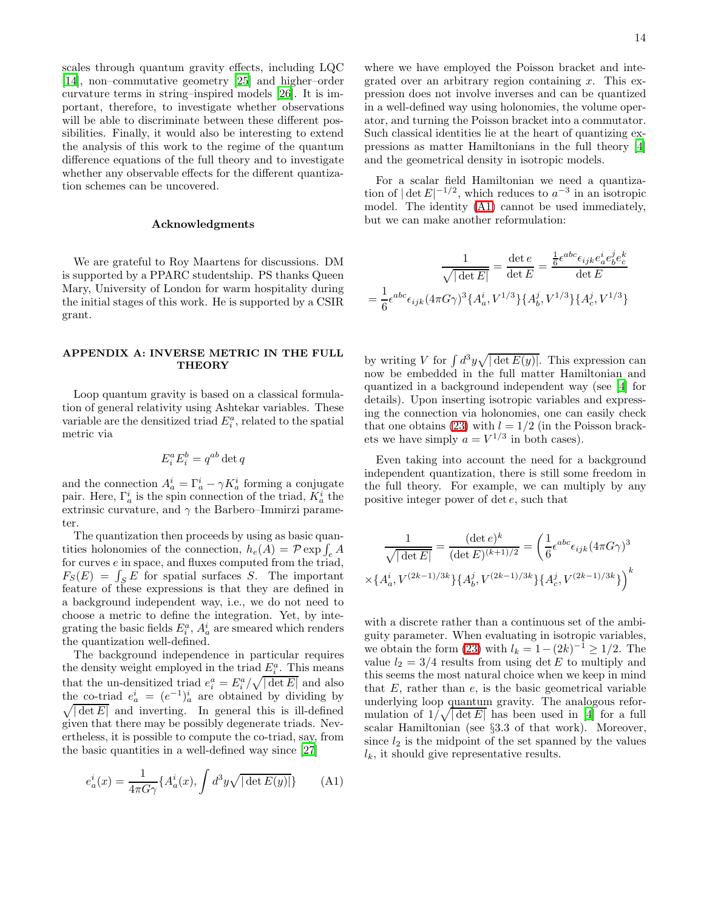scales through quantum gravity effects, including LQC [14], non–commutative geometry [25] and higher–order curvature terms in string–inspired models [26]. It is important, therefore, to investigate whether observations will be able to discriminate between these different possibilities. Finally, it would also be interesting to extend the analysis of this work to the regime of the quantum difference equations of the full theory and to investigate whether any observable effects for the different quantization schemes can be uncovered.

### Acknowledgments

We are grateful to Roy Maartens for discussions. DM is supported by a PPARC studentship. PS thanks Queen Mary, University of London for warm hospitality during the initial stages of this work. He is supported by a CSIR grant.

## APPENDIX A: INVERSE METRIC IN THE FULL THEORY

Loop quantum gravity is based on a classical formulation of general relativity using Ashtekar variables. These variable are the densitized triad $E^a_i$, related to the spatial metric via

$$E^a_i E^b_i = q^{ab} \det q$$

and the connection $A^i_a = \Gamma^i_a - \gamma K^i_a$ forming a conjugate pair. Here, $\Gamma^i_a$ is the spin connection of the triad, $K^i_a$ the extrinsic curvature, and $\gamma$ the Barbero–Immirzi parameter.

The quantization then proceeds by using as basic quantities holonomies of the connection, $h_e(A) = \mathcal{P}\exp\int_e A$ for curves $e$ in space, and fluxes computed from the triad, $F_S(E) = \int_S E$ for spatial surfaces $S$. The important feature of these expressions is that they are defined in a background independent way, i.e., we do not need to choose a metric to define the integration. Yet, by integrating the basic fields $E^a_i$, $A^i_a$ are smeared which renders the quantization well-defined.

The background independence in particular requires the density weight employed in the triad $E^a_i$. This means that the un-densitized triad $e^a_i = E^a_i/\sqrt{|\det E|}$ and also the co-triad $e^i_a = (e^{-1})^i_a$ are obtained by dividing by $\sqrt{|\det E|}$ and inverting. In general this is ill-defined given that there may be possibly degenerate triads. Nevertheless, it is possible to compute the co-triad, say, from the basic quantities in a well-defined way since [27]

$$e^i_a(x) = \frac{1}{4\pi G\gamma}\{A^i_a(x), \int d^3y\sqrt{|\det E(y)|}\} \qquad \text{(A1)}$$

where we have employed the Poisson bracket and integrated over an arbitrary region containing $x$. This expression does not involve inverses and can be quantized in a well-defined way using holonomies, the volume operator, and turning the Poisson bracket into a commutator. Such classical identities lie at the heart of quantizing expressions as matter Hamiltonians in the full theory [4] and the geometrical density in isotropic models.

For a scalar field Hamiltonian we need a quantization of $|\det E|^{-1/2}$, which reduces to $a^{-3}$ in an isotropic model. The identity (A1) cannot be used immediately, but we can make another reformulation:

$$\frac{1}{\sqrt{|\det E|}} = \frac{\det e}{\det E} = \frac{\frac{1}{6}\epsilon^{abc}\epsilon_{ijk}e^i_a e^j_b e^k_c}{\det E}$$
$$= \frac{1}{6}\epsilon^{abc}\epsilon_{ijk}(4\pi G\gamma)^3\{A^i_a, V^{1/3}\}\{A^j_b, V^{1/3}\}\{A^j_c, V^{1/3}\}$$

by writing $V$ for $\int d^3y\sqrt{|\det E(y)|}$. This expression can now be embedded in the full matter Hamiltonian and quantized in a background independent way (see [4] for details). Upon inserting isotropic variables and expressing the connection via holonomies, one can easily check that one obtains (23) with $l = 1/2$ (in the Poisson brackets we have simply $a = V^{1/3}$ in both cases).

Even taking into account the need for a background independent quantization, there is still some freedom in the full theory. For example, we can multiply by any positive integer power of $\det e$, such that

$$\frac{1}{\sqrt{|\det E|}} = \frac{(\det e)^k}{(\det E)^{(k+1)/2}} = \Big(\frac{1}{6}\epsilon^{abc}\epsilon_{ijk}(4\pi G\gamma)^3$$
$$\times\{A^i_a, V^{(2k-1)/3k}\}\{A^j_b, V^{(2k-1)/3k}\}\{A^j_c, V^{(2k-1)/3k}\}\Big)^k$$

with a discrete rather than a continuous set of the ambiguity parameter. When evaluating in isotropic variables, we obtain the form (23) with $l_k = 1-(2k)^{-1} \geq 1/2$. The value $l_2 = 3/4$ results from using $\det E$ to multiply and this seems the most natural choice when we keep in mind that $E$, rather than $e$, is the basic geometrical variable underlying loop quantum gravity. The analogous reformulation of $1/\sqrt{|\det E|}$ has been used in [4] for a full scalar Hamiltonian (see §3.3 of that work). Moreover, since $l_2$ is the midpoint of the set spanned by the values $l_k$, it should give representative results.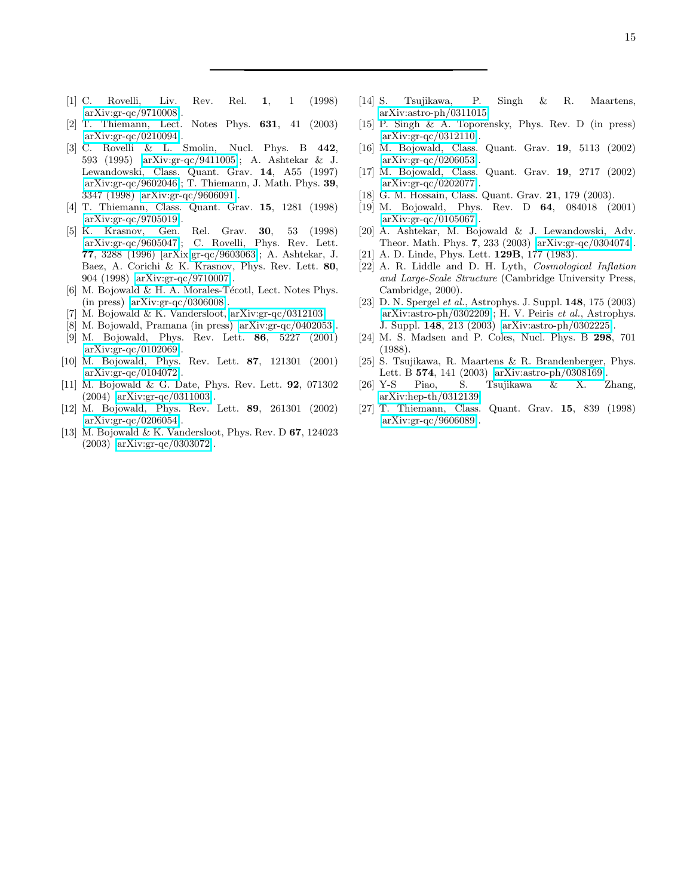[1] C. Rovelli, Liv. Rev. Rel. **1**, 1 (1998) arXiv:gr-qc/9710008.

[2] T. Thiemann, Lect. Notes Phys. **631**, 41 (2003) arXiv:gr-qc/0210094.

[3] C. Rovelli & L. Smolin, Nucl. Phys. B **442**, 593 (1995) arXiv:gr-qc/9411005; A. Ashtekar & J. Lewandowski, Class. Quant. Grav. **14**, A55 (1997) arXiv:gr-qc/9602046; T. Thiemann, J. Math. Phys. **39**, 3347 (1998) arXiv:gr-qc/9606091.

[4] T. Thiemann, Class. Quant. Grav. **15**, 1281 (1998) arXiv:gr-qc/9705019.

[5] K. Krasnov, Gen. Rel. Grav. **30**, 53 (1998) arXiv:gr-qc/9605047; C. Rovelli, Phys. Rev. Lett. **77**, 3288 (1996) [arXiv:gr-qc/9603063; A. Ashtekar, J. Baez, A. Corichi & K. Krasnov, Phys. Rev. Lett. **80**, 904 (1998) arXiv:gr-qc/9710007.

[6] M. Bojowald & H. A. Morales-Técotl, Lect. Notes Phys. (in press) arXiv:gr-qc/0306008.

[7] M. Bojowald & K. Vandersloot, arXiv:gr-qc/0312103.

[8] M. Bojowald, Pramana (in press) arXiv:gr-qc/0402053.

[9] M. Bojowald, Phys. Rev. Lett. **86**, 5227 (2001) arXiv:gr-qc/0102069.

[10] M. Bojowald, Phys. Rev. Lett. **87**, 121301 (2001) arXiv:gr-qc/0104072.

[11] M. Bojowald & G. Date, Phys. Rev. Lett. **92**, 071302 (2004) arXiv:gr-qc/0311003.

[12] M. Bojowald, Phys. Rev. Lett. **89**, 261301 (2002) arXiv:gr-qc/0206054.

[13] M. Bojowald & K. Vandersloot, Phys. Rev. D **67**, 124023 (2003) arXiv:gr-qc/0303072.

[14] S. Tsujikawa, P. Singh & R. Maartens, arXiv:astro-ph/0311015.

[15] P. Singh & A. Toporensky, Phys. Rev. D (in press) arXiv:gr-qc/0312110.

[16] M. Bojowald, Class. Quant. Grav. **19**, 5113 (2002) arXiv:gr-qc/0206053.

[17] M. Bojowald, Class. Quant. Grav. **19**, 2717 (2002) arXiv:gr-qc/0202077.

[18] G. M. Hossain, Class. Quant. Grav. **21**, 179 (2003).

[19] M. Bojowald, Phys. Rev. D **64**, 084018 (2001) arXiv:gr-qc/0105067.

[20] A. Ashtekar, M. Bojowald & J. Lewandowski, Adv. Theor. Math. Phys. **7**, 233 (2003) arXiv:gr-qc/0304074.

[21] A. D. Linde, Phys. Lett. **129B**, 177 (1983).

[22] A. R. Liddle and D. H. Lyth, *Cosmological Inflation and Large-Scale Structure* (Cambridge University Press, Cambridge, 2000).

[23] D. N. Spergel *et al.*, Astrophys. J. Suppl. **148**, 175 (2003) arXiv:astro-ph/0302209; H. V. Peiris *et al.*, Astrophys. J. Suppl. **148**, 213 (2003) arXiv:astro-ph/0302225.

[24] M. S. Madsen and P. Coles, Nucl. Phys. B **298**, 701 (1988).

[25] S. Tsujikawa, R. Maartens & R. Brandenberger, Phys. Lett. B **574**, 141 (2003) arXiv:astro-ph/0308169.

[26] Y-S Piao, S. Tsujikawa & X. Zhang, arXiv:hep-th/0312139.

[27] T. Thiemann, Class. Quant. Grav. **15**, 839 (1998) arXiv:gr-qc/9606089.